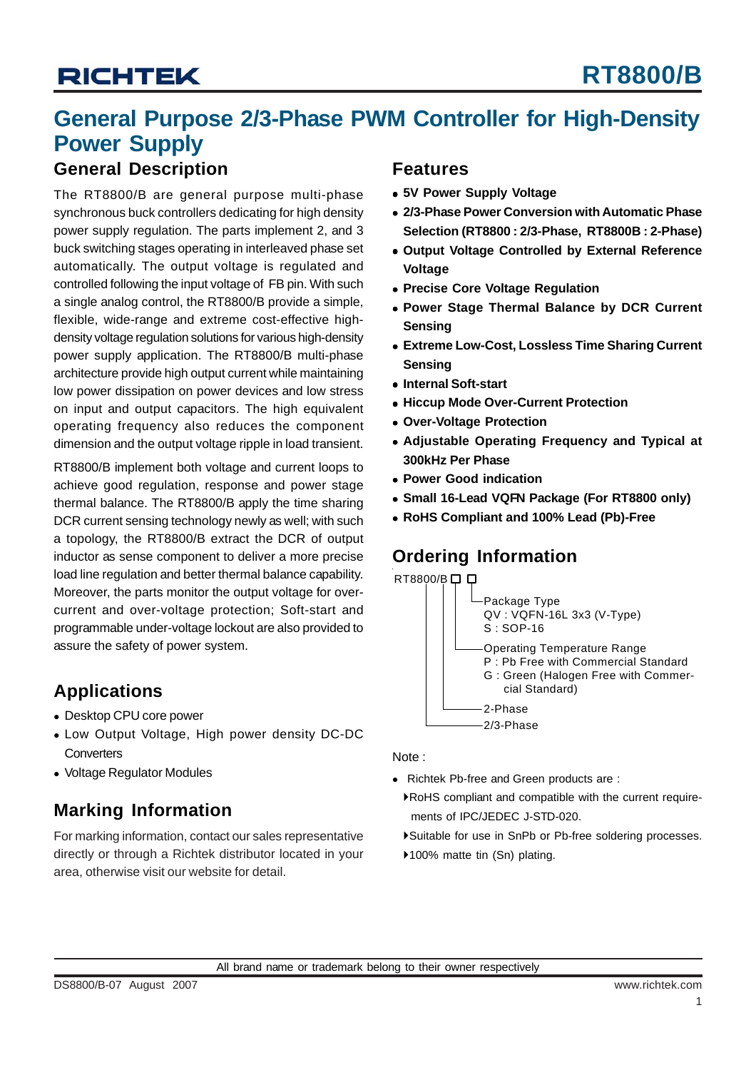# RT8800/B

## General Purpose 2/3-Phase PWM Controller for High-Density Power Supply

### General Description

The RT8800/B are general purpose multi-phase synchronous buck controllers dedicating for high density power supply regulation. The parts implement 2, and 3 buck switching stages operating in interleaved phase set automatically. The output voltage is regulated and controlled following the input voltage of FB pin. With such a single analog control, the RT8800/B provide a simple, flexible, wide-range and extreme cost-effective high-density voltage regulation solutions for various high-density power supply application. The RT8800/B multi-phase architecture provide high output current while maintaining low power dissipation on power devices and low stress on input and output capacitors. The high equivalent operating frequency also reduces the component dimension and the output voltage ripple in load transient.

RT8800/B implement both voltage and current loops to achieve good regulation, response and power stage thermal balance. The RT8800/B apply the time sharing DCR current sensing technology newly as well; with such a topology, the RT8800/B extract the DCR of output inductor as sense component to deliver a more precise load line regulation and better thermal balance capability. Moreover, the parts monitor the output voltage for over-current and over-voltage protection; Soft-start and programmable under-voltage lockout are also provided to assure the safety of power system.

### Applications

- Desktop CPU core power
- Low Output Voltage, High power density DC-DC Converters
- Voltage Regulator Modules

### Marking Information

For marking information, contact our sales representative directly or through a Richtek distributor located in your area, otherwise visit our website for detail.

### Features

- **5V Power Supply Voltage**
- **2/3-Phase Power Conversion with Automatic Phase Selection (RT8800 : 2/3-Phase, RT8800B : 2-Phase)**
- **Output Voltage Controlled by External Reference Voltage**
- **Precise Core Voltage Regulation**
- **Power Stage Thermal Balance by DCR Current Sensing**
- **Extreme Low-Cost, Lossless Time Sharing Current Sensing**
- **Internal Soft-start**
- **Hiccup Mode Over-Current Protection**
- **Over-Voltage Protection**
- **Adjustable Operating Frequency and Typical at 300kHz Per Phase**
- **Power Good indication**
- **Small 16-Lead VQFN Package (For RT8800 only)**
- **RoHS Compliant and 100% Lead (Pb)-Free**

### Ordering Information

RT8800/B □ □

- Package Type
  - QV : VQFN-16L 3x3 (V-Type)
  - S : SOP-16
- Operating Temperature Range
  - P : Pb Free with Commercial Standard
  - G : Green (Halogen Free with Commercial Standard)
- 2-Phase
- 2/3-Phase

Note :

- Richtek Pb-free and Green products are :
  - ▸RoHS compliant and compatible with the current requirements of IPC/JEDEC J-STD-020.
  - ▸Suitable for use in SnPb or Pb-free soldering processes.
  - ▸100% matte tin (Sn) plating.

All brand name or trademark belong to their owner respectively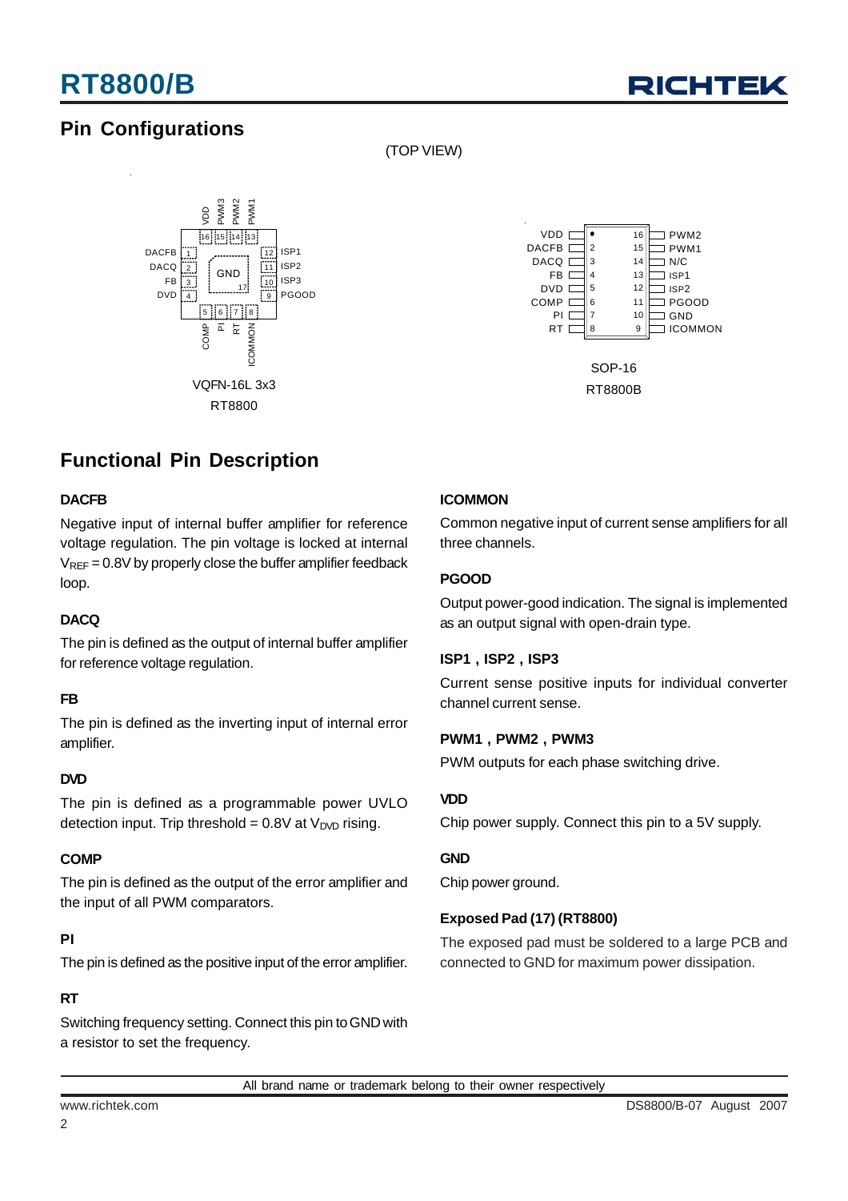## Pin Configurations

(TOP VIEW)

**VQFN-16L 3x3 (RT8800)**

| Pin | Name |
|---|---|
| 1 | DACFB |
| 2 | DACQ |
| 3 | FB |
| 4 | DVD |
| 5 | COMP |
| 6 | PI |
| 7 | RT |
| 8 | ICOMMON |
| 9 | PGOOD |
| 10 | ISP3 |
| 11 | ISP2 |
| 12 | ISP1 |
| 13 | PWM1 |
| 14 | PWM2 |
| 15 | PWM3 |
| 16 | VDD |
| 17 | GND |

**SOP-16 (RT8800B)**

| Pin | Name | Pin | Name |
|---|---|---|---|
| 1 | VDD | 16 | PWM2 |
| 2 | DACFB | 15 | PWM1 |
| 3 | DACQ | 14 | N/C |
| 4 | FB | 13 | ISP1 |
| 5 | DVD | 12 | ISP2 |
| 6 | COMP | 11 | PGOOD |
| 7 | PI | 10 | GND |
| 8 | RT | 9 | ICOMMON |

## Functional Pin Description

**DACFB**

Negative input of internal buffer amplifier for reference voltage regulation. The pin voltage is locked at internal $V_{REF}$ = 0.8V by properly close the buffer amplifier feedback loop.

**DACQ**

The pin is defined as the output of internal buffer amplifier for reference voltage regulation.

**FB**

The pin is defined as the inverting input of internal error amplifier.

**DVD**

The pin is defined as a programmable power UVLO detection input. Trip threshold = 0.8V at $V_{DVD}$ rising.

**COMP**

The pin is defined as the output of the error amplifier and the input of all PWM comparators.

**PI**

The pin is defined as the positive input of the error amplifier.

**RT**

Switching frequency setting. Connect this pin to GND with a resistor to set the frequency.

**ICOMMON**

Common negative input of current sense amplifiers for all three channels.

**PGOOD**

Output power-good indication. The signal is implemented as an output signal with open-drain type.

**ISP1 , ISP2 , ISP3**

Current sense positive inputs for individual converter channel current sense.

**PWM1 , PWM2 , PWM3**

PWM outputs for each phase switching drive.

**VDD**

Chip power supply. Connect this pin to a 5V supply.

**GND**

Chip power ground.

**Exposed Pad (17) (RT8800)**

The exposed pad must be soldered to a large PCB and connected to GND for maximum power dissipation.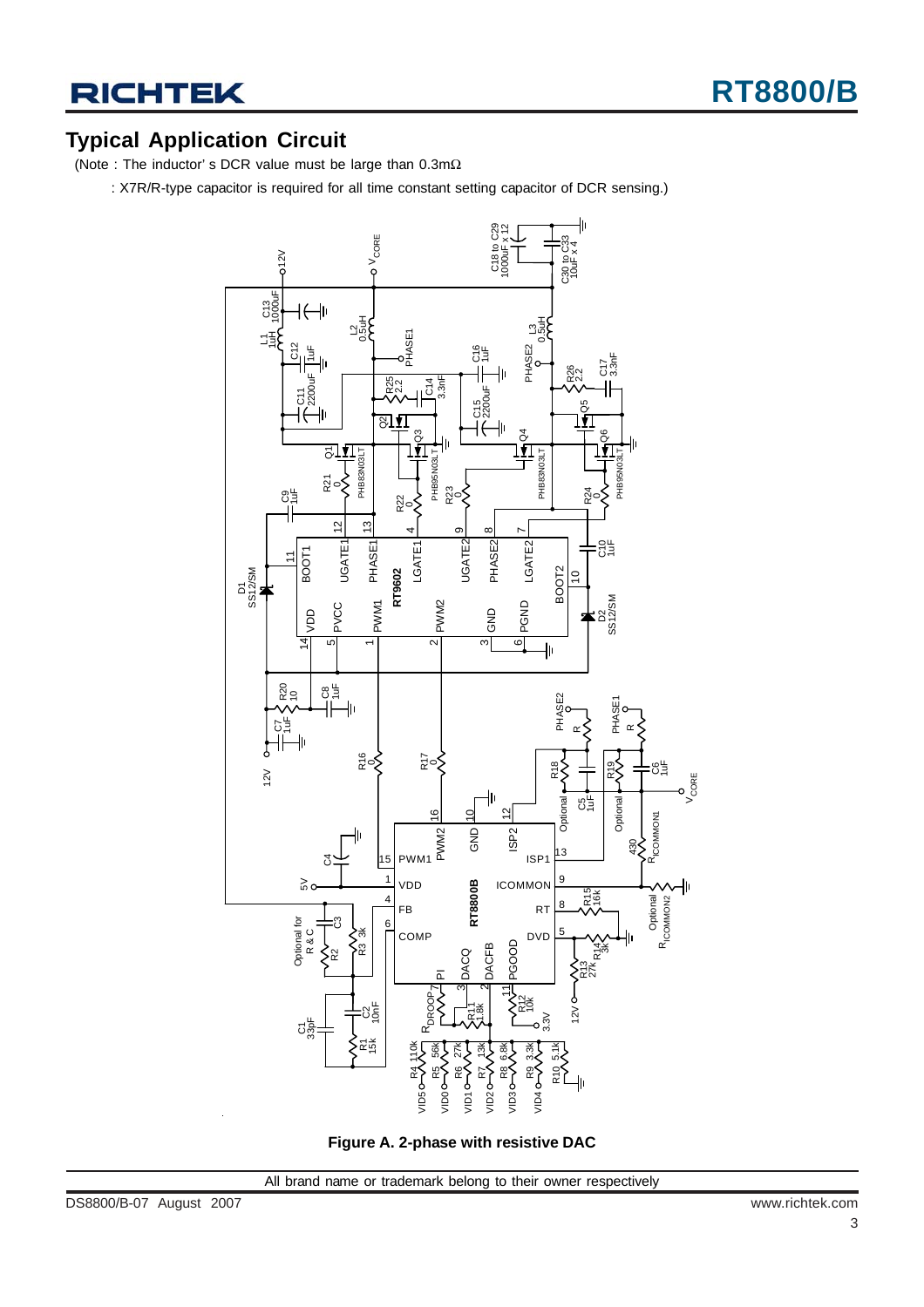## Typical Application Circuit

(Note : The inductor' s DCR value must be large than 0.3mΩ

: X7R/R-type capacitor is required for all time constant setting capacitor of DCR sensing.)

**Figure A. 2-phase with resistive DAC**

All brand name or trademark belong to their owner respectively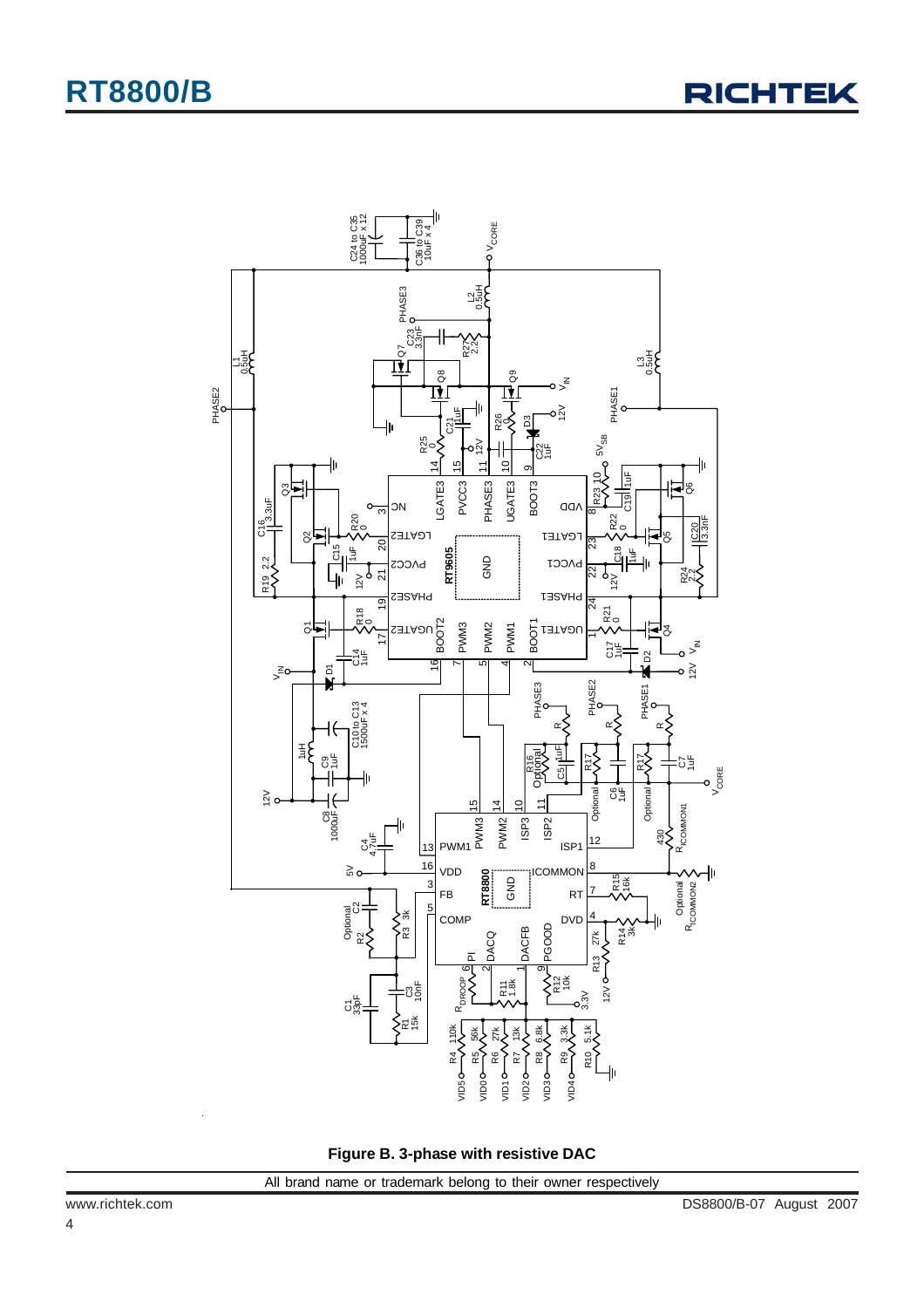Figure B. 3-phase with resistive DAC

All brand name or trademark belong to their owner respectively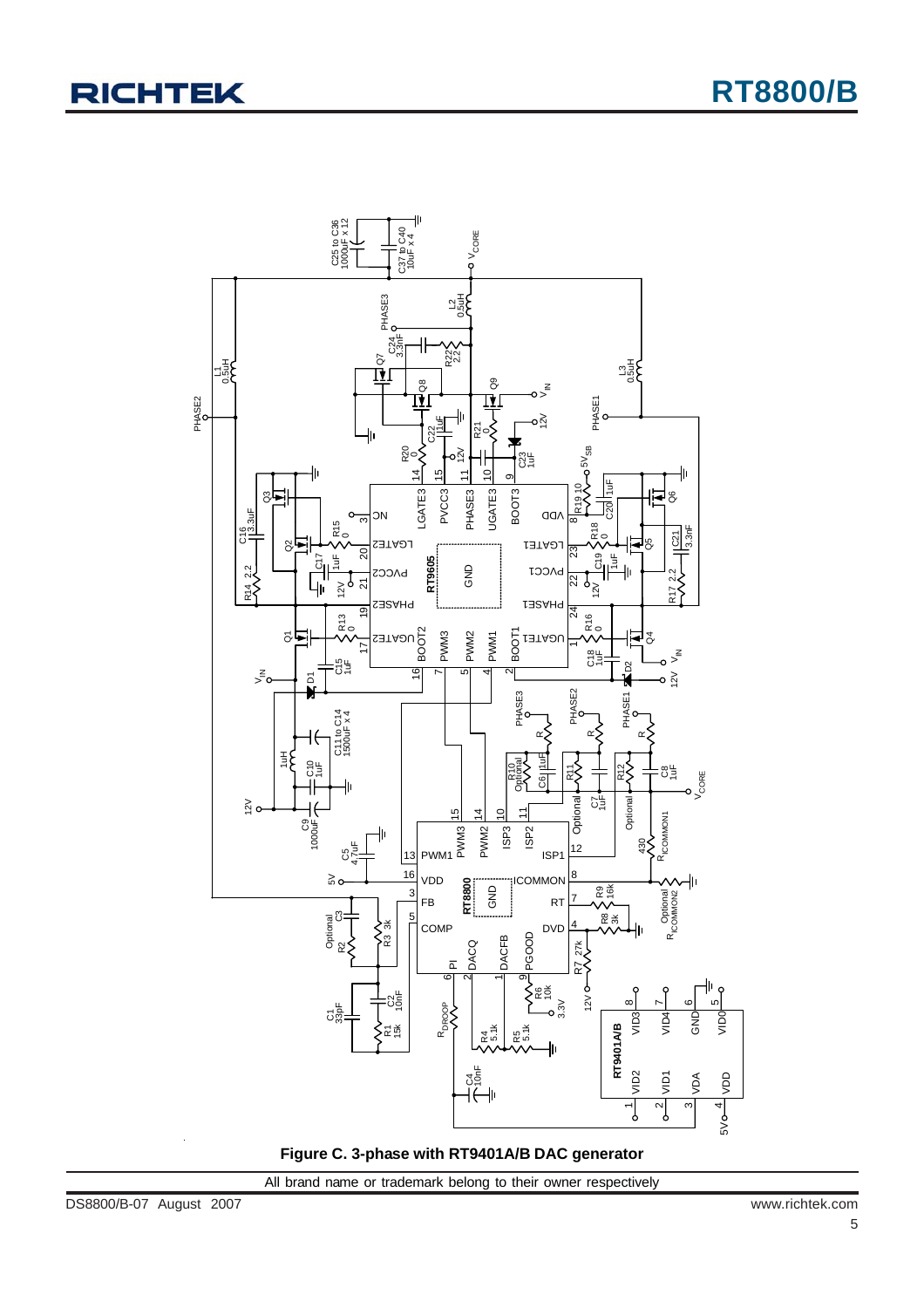Figure C. 3-phase with RT9401A/B DAC generator

All brand name or trademark belong to their owner respectively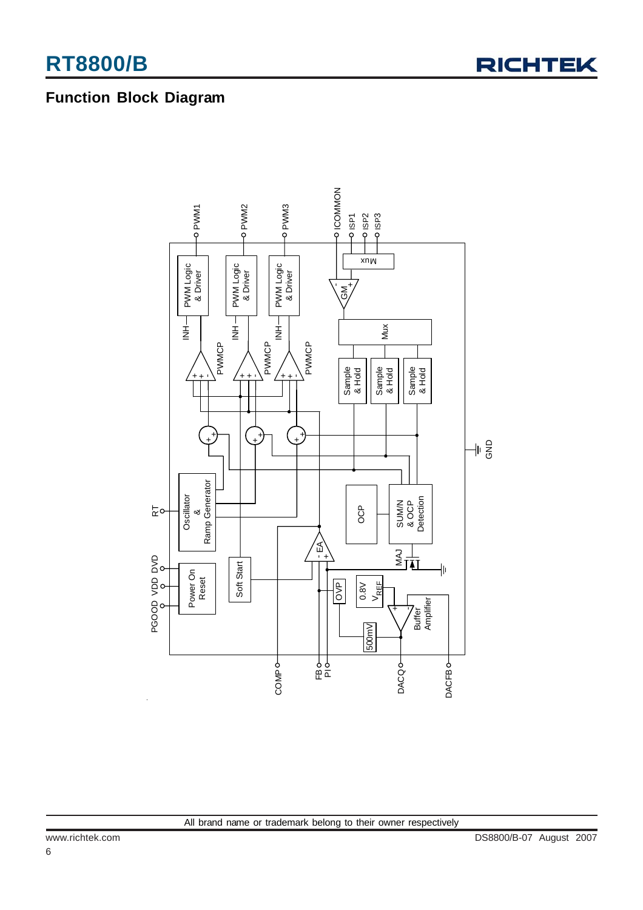## Function Block Diagram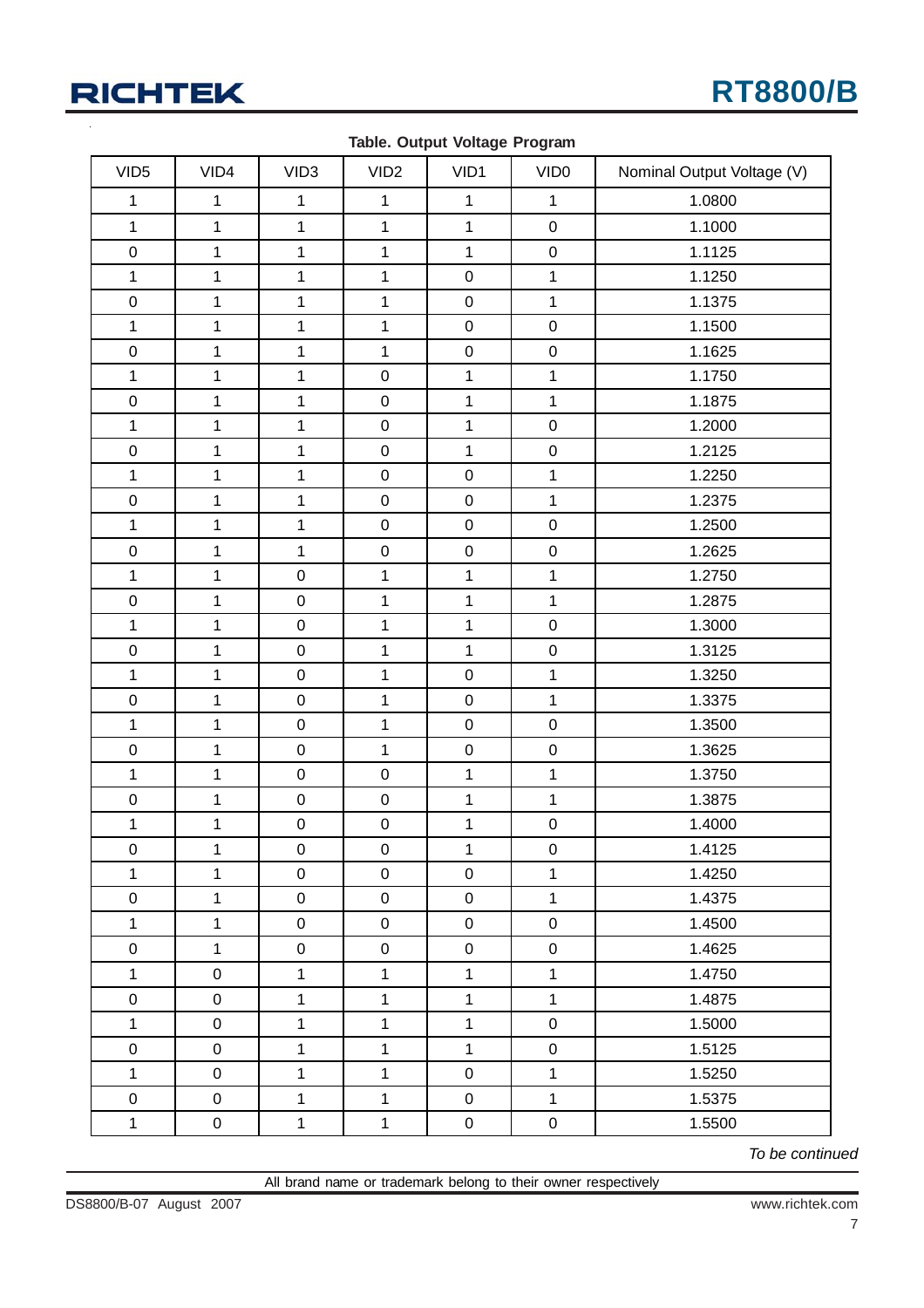**Table. Output Voltage Program**

| VID5 | VID4 | VID3 | VID2 | VID1 | VID0 | Nominal Output Voltage (V) |
|---|---|---|---|---|---|---|
| 1 | 1 | 1 | 1 | 1 | 1 | 1.0800 |
| 1 | 1 | 1 | 1 | 1 | 0 | 1.1000 |
| 0 | 1 | 1 | 1 | 1 | 0 | 1.1125 |
| 1 | 1 | 1 | 1 | 0 | 1 | 1.1250 |
| 0 | 1 | 1 | 1 | 0 | 1 | 1.1375 |
| 1 | 1 | 1 | 1 | 0 | 0 | 1.1500 |
| 0 | 1 | 1 | 1 | 0 | 0 | 1.1625 |
| 1 | 1 | 1 | 0 | 1 | 1 | 1.1750 |
| 0 | 1 | 1 | 0 | 1 | 1 | 1.1875 |
| 1 | 1 | 1 | 0 | 1 | 0 | 1.2000 |
| 0 | 1 | 1 | 0 | 1 | 0 | 1.2125 |
| 1 | 1 | 1 | 0 | 0 | 1 | 1.2250 |
| 0 | 1 | 1 | 0 | 0 | 1 | 1.2375 |
| 1 | 1 | 1 | 0 | 0 | 0 | 1.2500 |
| 0 | 1 | 1 | 0 | 0 | 0 | 1.2625 |
| 1 | 1 | 0 | 1 | 1 | 1 | 1.2750 |
| 0 | 1 | 0 | 1 | 1 | 1 | 1.2875 |
| 1 | 1 | 0 | 1 | 1 | 0 | 1.3000 |
| 0 | 1 | 0 | 1 | 1 | 0 | 1.3125 |
| 1 | 1 | 0 | 1 | 0 | 1 | 1.3250 |
| 0 | 1 | 0 | 1 | 0 | 1 | 1.3375 |
| 1 | 1 | 0 | 1 | 0 | 0 | 1.3500 |
| 0 | 1 | 0 | 1 | 0 | 0 | 1.3625 |
| 1 | 1 | 0 | 0 | 1 | 1 | 1.3750 |
| 0 | 1 | 0 | 0 | 1 | 1 | 1.3875 |
| 1 | 1 | 0 | 0 | 1 | 0 | 1.4000 |
| 0 | 1 | 0 | 0 | 1 | 0 | 1.4125 |
| 1 | 1 | 0 | 0 | 0 | 1 | 1.4250 |
| 0 | 1 | 0 | 0 | 0 | 1 | 1.4375 |
| 1 | 1 | 0 | 0 | 0 | 0 | 1.4500 |
| 0 | 1 | 0 | 0 | 0 | 0 | 1.4625 |
| 1 | 0 | 1 | 1 | 1 | 1 | 1.4750 |
| 0 | 0 | 1 | 1 | 1 | 1 | 1.4875 |
| 1 | 0 | 1 | 1 | 1 | 0 | 1.5000 |
| 0 | 0 | 1 | 1 | 1 | 0 | 1.5125 |
| 1 | 0 | 1 | 1 | 0 | 1 | 1.5250 |
| 0 | 0 | 1 | 1 | 0 | 1 | 1.5375 |
| 1 | 0 | 1 | 1 | 0 | 0 | 1.5500 |

*To be continued*

All brand name or trademark belong to their owner respectively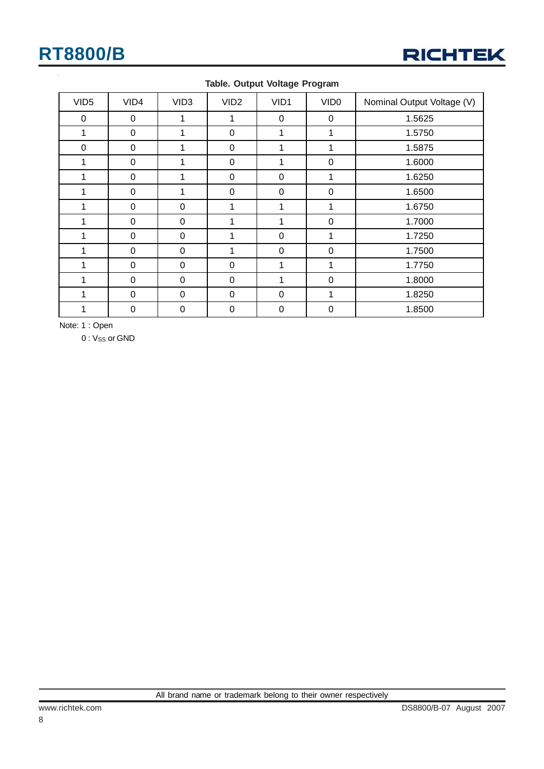**Table. Output Voltage Program**

| VID5 | VID4 | VID3 | VID2 | VID1 | VID0 | Nominal Output Voltage (V) |
|---|---|---|---|---|---|---|
| 0 | 0 | 1 | 1 | 0 | 0 | 1.5625 |
| 1 | 0 | 1 | 0 | 1 | 1 | 1.5750 |
| 0 | 0 | 1 | 0 | 1 | 1 | 1.5875 |
| 1 | 0 | 1 | 0 | 1 | 0 | 1.6000 |
| 1 | 0 | 1 | 0 | 0 | 1 | 1.6250 |
| 1 | 0 | 1 | 0 | 0 | 0 | 1.6500 |
| 1 | 0 | 0 | 1 | 1 | 1 | 1.6750 |
| 1 | 0 | 0 | 1 | 1 | 0 | 1.7000 |
| 1 | 0 | 0 | 1 | 0 | 1 | 1.7250 |
| 1 | 0 | 0 | 1 | 0 | 0 | 1.7500 |
| 1 | 0 | 0 | 0 | 1 | 1 | 1.7750 |
| 1 | 0 | 0 | 0 | 1 | 0 | 1.8000 |
| 1 | 0 | 0 | 0 | 0 | 1 | 1.8250 |
| 1 | 0 | 0 | 0 | 0 | 0 | 1.8500 |

Note: 1 : Open

0 : $V_{SS}$ or GND

All brand name or trademark belong to their owner respectively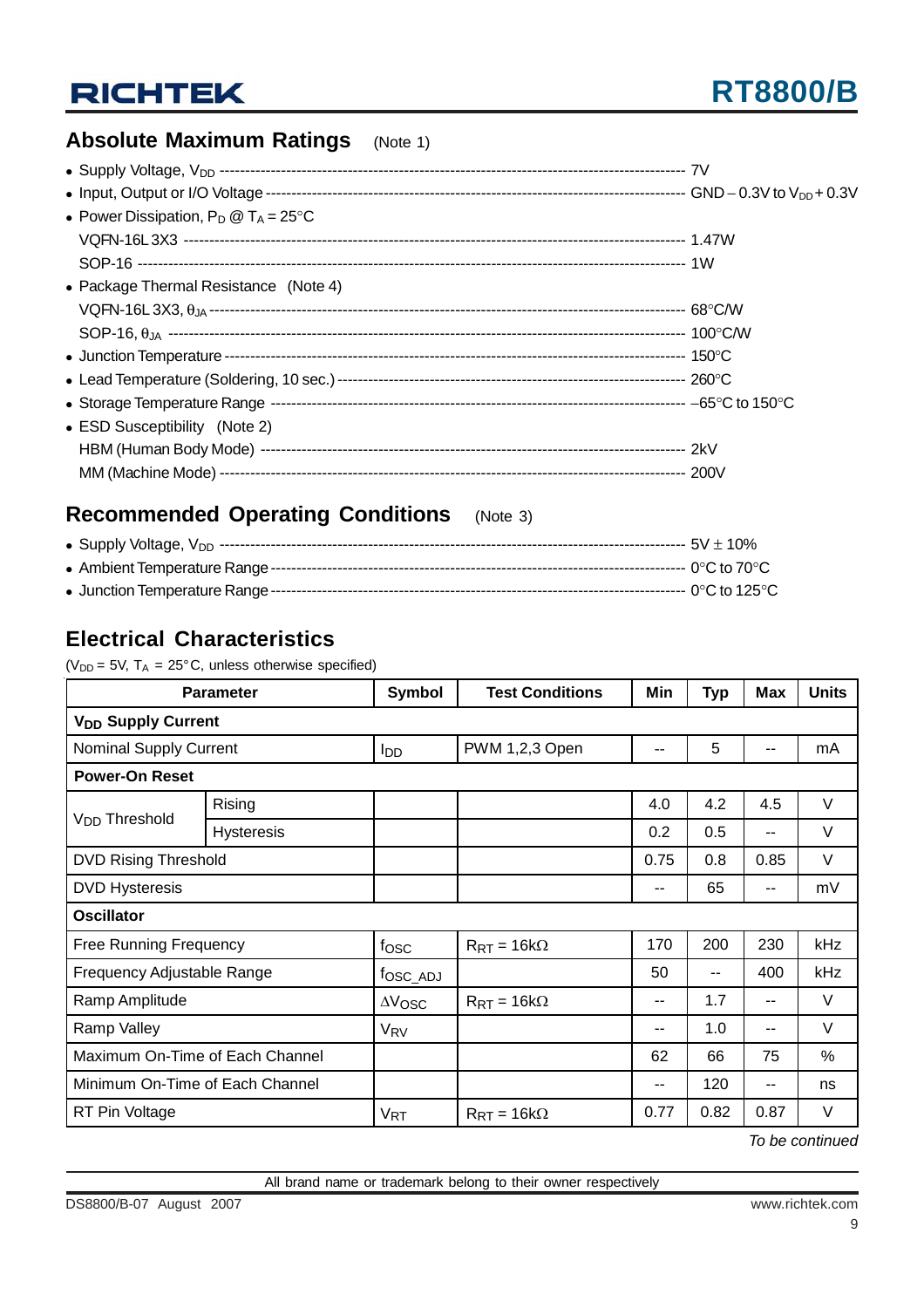## Absolute Maximum Ratings (Note 1)

- Supply Voltage, $V_{DD}$ ---------- 7V
- Input, Output or I/O Voltage ---------- GND – 0.3V to $V_{DD}$ + 0.3V
- Power Dissipation, $P_D$ @ $T_A$ = 25°C
  - VQFN-16L 3X3 ---------- 1.47W
  - SOP-16 ---------- 1W
- Package Thermal Resistance (Note 4)
  - VQFN-16L 3X3, $\theta_{JA}$ ---------- 68°C/W
  - SOP-16, $\theta_{JA}$ ---------- 100°C/W
- Junction Temperature ---------- 150°C
- Lead Temperature (Soldering, 10 sec.) ---------- 260°C
- Storage Temperature Range ---------- –65°C to 150°C
- ESD Susceptibility (Note 2)
  - HBM (Human Body Mode) ---------- 2kV
  - MM (Machine Mode) ---------- 200V

## Recommended Operating Conditions (Note 3)

- Supply Voltage, $V_{DD}$ ---------- 5V ± 10%
- Ambient Temperature Range ---------- 0°C to 70°C
- Junction Temperature Range ---------- 0°C to 125°C

## Electrical Characteristics

($V_{DD}$ = 5V, $T_A$ = 25°C, unless otherwise specified)

| Parameter | | Symbol | Test Conditions | Min | Typ | Max | Units |
|---|---|---|---|---|---|---|---|
| **$V_{DD}$ Supply Current** | | | | | | | |
| Nominal Supply Current | | $I_{DD}$ | PWM 1,2,3 Open | -- | 5 | -- | mA |
| **Power-On Reset** | | | | | | | |
| $V_{DD}$ Threshold | Rising | | | 4.0 | 4.2 | 4.5 | V |
| | Hysteresis | | | 0.2 | 0.5 | -- | V |
| DVD Rising Threshold | | | | 0.75 | 0.8 | 0.85 | V |
| DVD Hysteresis | | | | -- | 65 | -- | mV |
| **Oscillator** | | | | | | | |
| Free Running Frequency | | $f_{OSC}$ | $R_{RT}$ = 16kΩ | 170 | 200 | 230 | kHz |
| Frequency Adjustable Range | | $f_{OSC\_ADJ}$ | | 50 | -- | 400 | kHz |
| Ramp Amplitude | | $\Delta V_{OSC}$ | $R_{RT}$ = 16kΩ | -- | 1.7 | -- | V |
| Ramp Valley | | $V_{RV}$ | | -- | 1.0 | -- | V |
| Maximum On-Time of Each Channel | | | | 62 | 66 | 75 | % |
| Minimum On-Time of Each Channel | | | | -- | 120 | -- | ns |
| RT Pin Voltage | | $V_{RT}$ | $R_{RT}$ = 16kΩ | 0.77 | 0.82 | 0.87 | V |

*To be continued*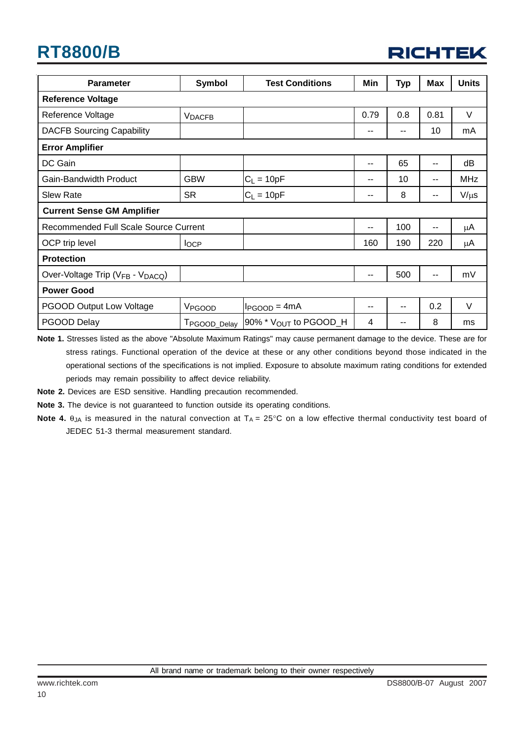| Parameter | Symbol | Test Conditions | Min | Typ | Max | Units |
|---|---|---|---|---|---|---|
| **Reference Voltage** | | | | | | |
| Reference Voltage | $V_{DACFB}$ | | 0.79 | 0.8 | 0.81 | V |
| DACFB Sourcing Capability | | | -- | -- | 10 | mA |
| **Error Amplifier** | | | | | | |
| DC Gain | | | -- | 65 | -- | dB |
| Gain-Bandwidth Product | GBW | $C_L$ = 10pF | -- | 10 | -- | MHz |
| Slew Rate | SR | $C_L$ = 10pF | -- | 8 | -- | V/μs |
| **Current Sense GM Amplifier** | | | | | | |
| Recommended Full Scale Source Current | | | -- | 100 | -- | μA |
| OCP trip level | $I_{OCP}$ | | 160 | 190 | 220 | μA |
| **Protection** | | | | | | |
| Over-Voltage Trip ($V_{FB}$ - $V_{DACQ}$) | | | -- | 500 | -- | mV |
| **Power Good** | | | | | | |
| PGOOD Output Low Voltage | $V_{PGOOD}$ | $I_{PGOOD}$ = 4mA | -- | -- | 0.2 | V |
| PGOOD Delay | $T_{PGOOD\_Delay}$ | 90% * $V_{OUT}$ to PGOOD_H | 4 | -- | 8 | ms |

**Note 1.** Stresses listed as the above "Absolute Maximum Ratings" may cause permanent damage to the device. These are for stress ratings. Functional operation of the device at these or any other conditions beyond those indicated in the operational sections of the specifications is not implied. Exposure to absolute maximum rating conditions for extended periods may remain possibility to affect device reliability.

**Note 2.** Devices are ESD sensitive. Handling precaution recommended.

**Note 3.** The device is not guaranteed to function outside its operating conditions.

**Note 4.** $\theta_{JA}$ is measured in the natural convection at $T_A$ = 25°C on a low effective thermal conductivity test board of JEDEC 51-3 thermal measurement standard.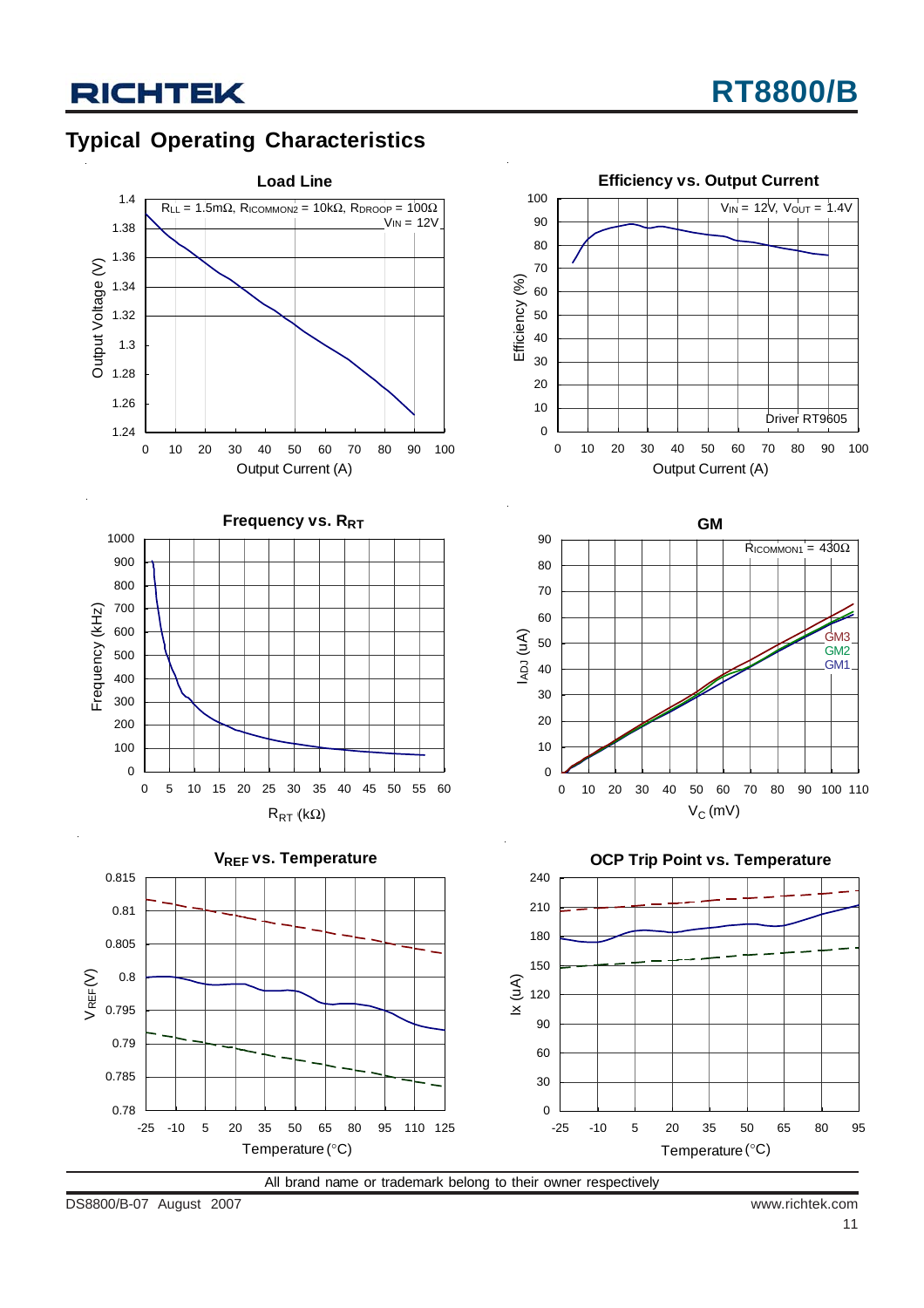## Typical Operating Characteristics

**Load Line**

$R_{LL}$ = 1.5mΩ, $R_{ICOMMON2}$ = 10kΩ, $R_{DROOP}$ = 100Ω
$V_{IN}$ = 12V

Output Voltage (V): 1.24, 1.26, 1.28, 1.3, 1.32, 1.34, 1.36, 1.38, 1.4

Output Current (A): 0, 10, 20, 30, 40, 50, 60, 70, 80, 90, 100

**Efficiency vs. Output Current**

$V_{IN}$ = 12V, $V_{OUT}$ = 1.4V

Driver RT9605

Efficiency (%): 0, 10, 20, 30, 40, 50, 60, 70, 80, 90, 100

Output Current (A): 0, 10, 20, 30, 40, 50, 60, 70, 80, 90, 100

**Frequency vs. $R_{RT}$**

Frequency (kHz): 0, 100, 200, 300, 400, 500, 600, 700, 800, 900, 1000

$R_{RT}$ (kΩ): 0, 5, 10, 15, 20, 25, 30, 35, 40, 45, 50, 55, 60

**GM**

$R_{ICOMMON1}$ = 430Ω

GM3, GM2, GM1

$I_{ADJ}$ (uA): 0, 10, 20, 30, 40, 50, 60, 70, 80, 90

$V_C$ (mV): 0, 10, 20, 30, 40, 50, 60, 70, 80, 90, 100, 110

**$V_{REF}$ vs. Temperature**

$V_{REF}$ (V): 0.78, 0.785, 0.79, 0.795, 0.8, 0.805, 0.81, 0.815

Temperature (°C): -25, -10, 5, 20, 35, 50, 65, 80, 95, 110, 125

**OCP Trip Point vs. Temperature**

Ix (uA): 0, 30, 60, 90, 120, 150, 180, 210, 240

Temperature (°C): -25, -10, 5, 20, 35, 50, 65, 80, 95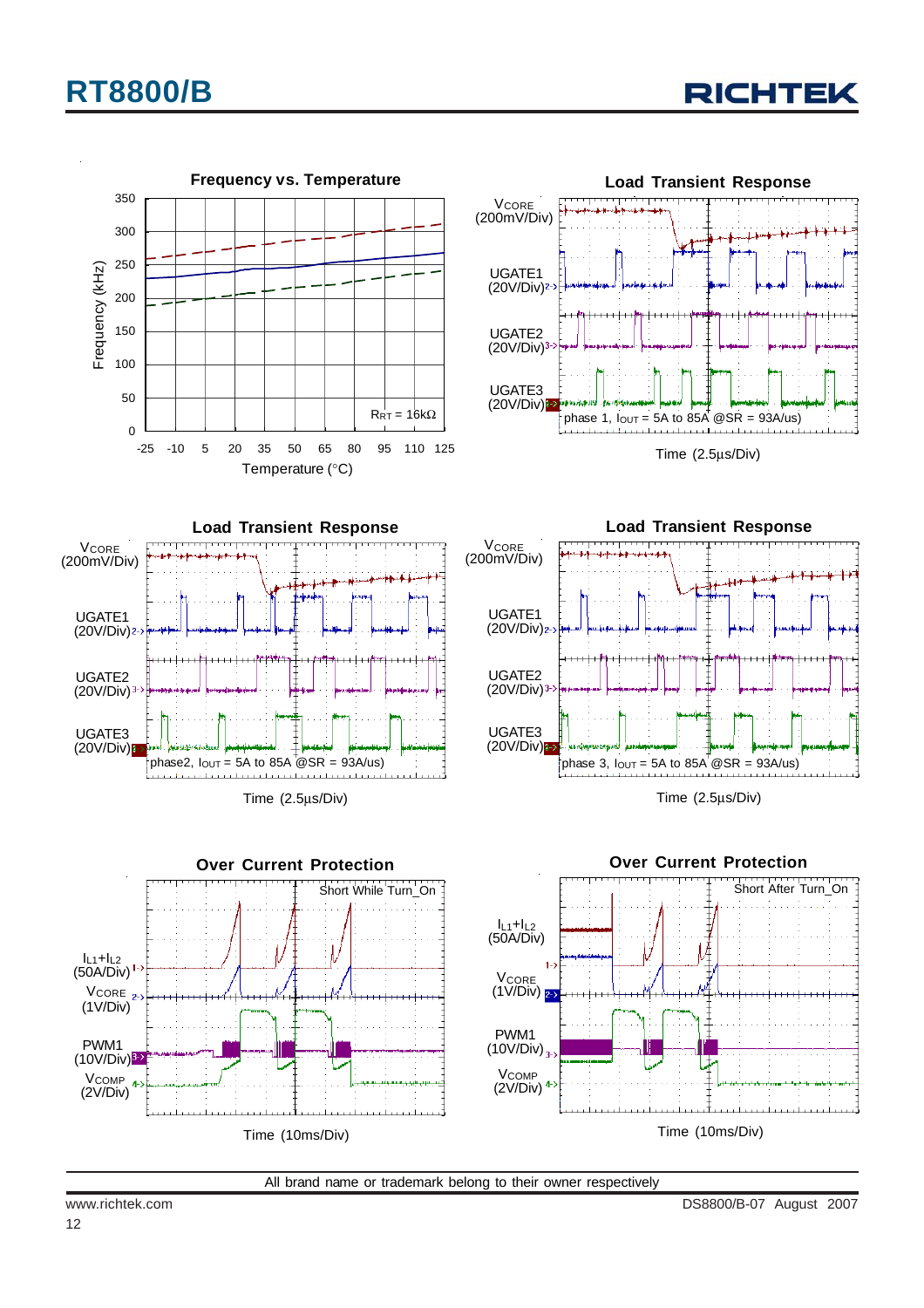**Frequency vs. Temperature**

Frequency (kHz) vs. Temperature (°C), $R_{RT}$ = 16kΩ

**Load Transient Response**

$V_{CORE}$ (200mV/Div), UGATE1 (20V/Div), UGATE2 (20V/Div), UGATE3 (20V/Div)

phase 1, $I_{OUT}$ = 5A to 85A @SR = 93A/us)

Time (2.5μs/Div)

**Load Transient Response**

$V_{CORE}$ (200mV/Div), UGATE1 (20V/Div), UGATE2 (20V/Div), UGATE3 (20V/Div)

phase2, $I_{OUT}$ = 5A to 85A @SR = 93A/us)

Time (2.5μs/Div)

**Load Transient Response**

$V_{CORE}$ (200mV/Div), UGATE1 (20V/Div), UGATE2 (20V/Div), UGATE3 (20V/Div)

phase 3, $I_{OUT}$ = 5A to 85A @SR = 93A/us)

Time (2.5μs/Div)

**Over Current Protection**

Short While Turn_On

$I_{L1}+I_{L2}$ (50A/Div), $V_{CORE}$ (1V/Div), PWM1 (10V/Div), $V_{COMP}$ (2V/Div)

Time (10ms/Div)

**Over Current Protection**

Short After Turn_On

$I_{L1}+I_{L2}$ (50A/Div), $V_{CORE}$ (1V/Div), PWM1 (10V/Div), $V_{COMP}$ (2V/Div)

Time (10ms/Div)

All brand name or trademark belong to their owner respectively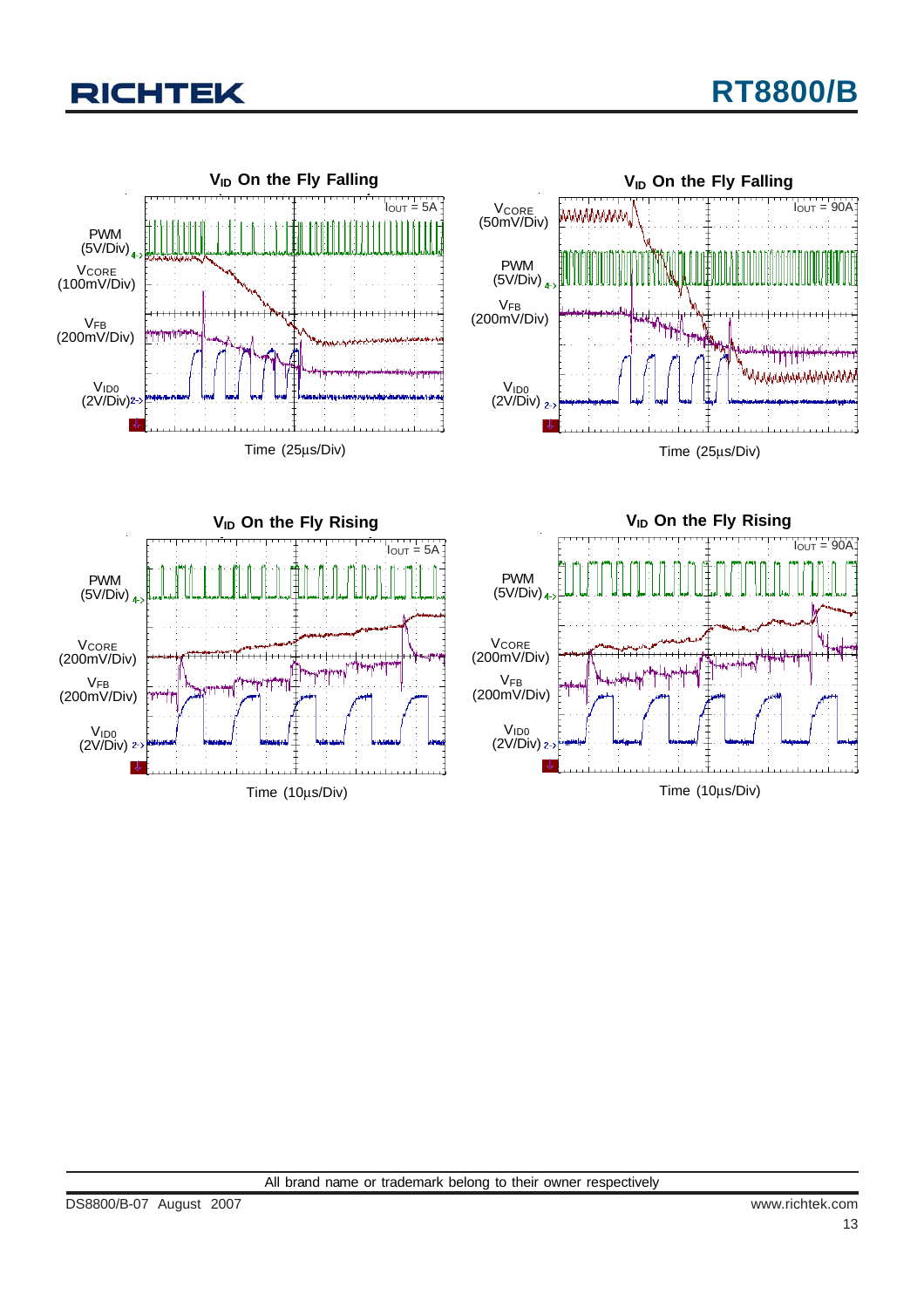**$V_{ID}$ On the Fly Falling**

PWM (5V/Div)

$V_{CORE}$ (100mV/Div)

$V_{FB}$ (200mV/Div)

$V_{ID0}$ (2V/Div)

$I_{OUT}$ = 5A

Time (25μs/Div)

**$V_{ID}$ On the Fly Falling**

$V_{CORE}$ (50mV/Div)

PWM (5V/Div)

$V_{FB}$ (200mV/Div)

$V_{ID0}$ (2V/Div)

$I_{OUT}$ = 90A

Time (25μs/Div)

**$V_{ID}$ On the Fly Rising**

PWM (5V/Div)

$V_{CORE}$ (200mV/Div)

$V_{FB}$ (200mV/Div)

$V_{ID0}$ (2V/Div)

$I_{OUT}$ = 5A

Time (10μs/Div)

**$V_{ID}$ On the Fly Rising**

PWM (5V/Div)

$V_{CORE}$ (200mV/Div)

$V_{FB}$ (200mV/Div)

$V_{ID0}$ (2V/Div)

$I_{OUT}$ = 90A

Time (10μs/Div)

All brand name or trademark belong to their owner respectively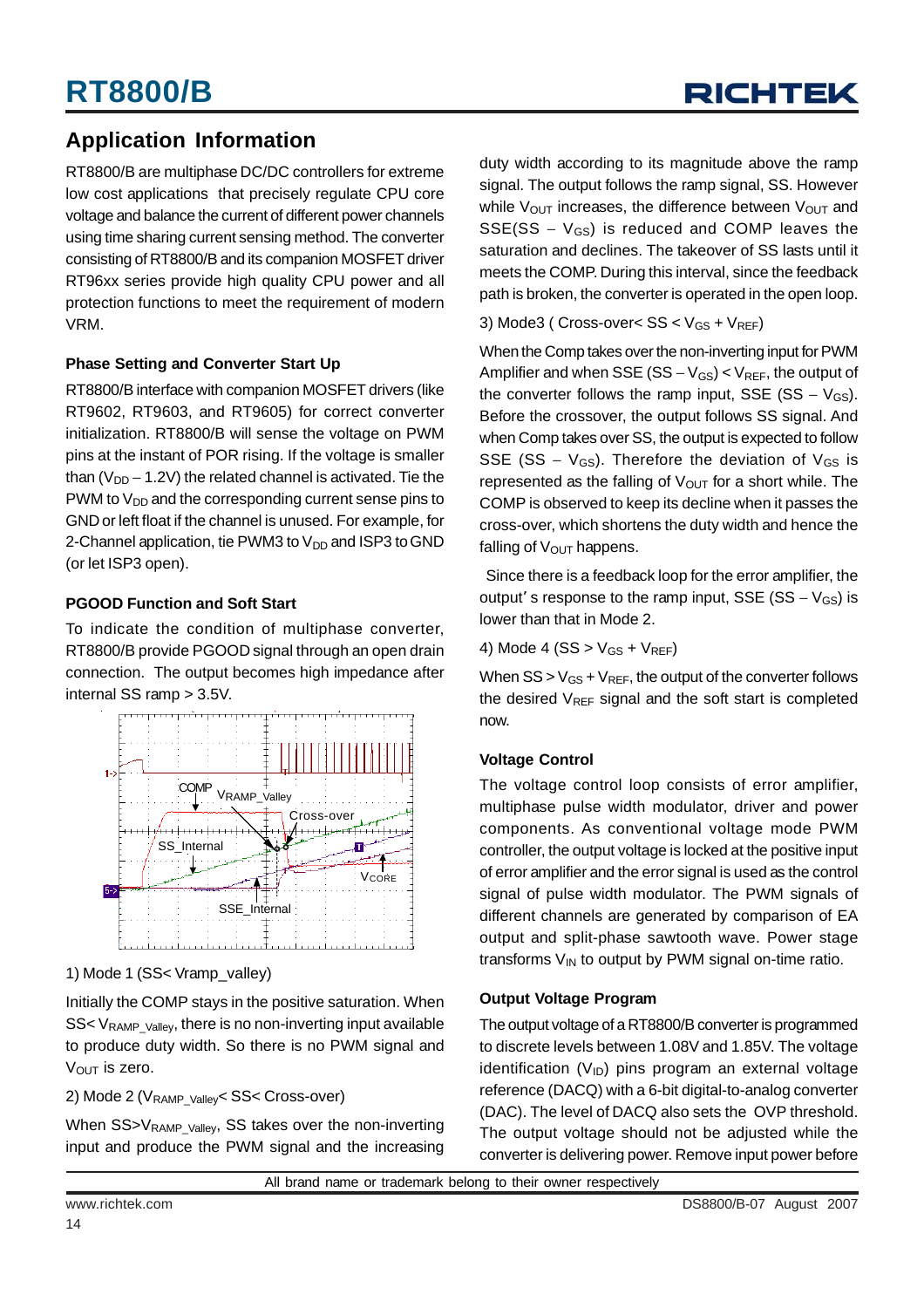## Application Information

RT8800/B are multiphase DC/DC controllers for extreme low cost applications that precisely regulate CPU core voltage and balance the current of different power channels using time sharing current sensing method. The converter consisting of RT8800/B and its companion MOSFET driver RT96xx series provide high quality CPU power and all protection functions to meet the requirement of modern VRM.

### Phase Setting and Converter Start Up

RT8800/B interface with companion MOSFET drivers (like RT9602, RT9603, and RT9605) for correct converter initialization. RT8800/B will sense the voltage on PWM pins at the instant of POR rising. If the voltage is smaller than ($V_{DD}$ – 1.2V) the related channel is activated. Tie the PWM to $V_{DD}$ and the corresponding current sense pins to GND or left float if the channel is unused. For example, for 2-Channel application, tie PWM3 to $V_{DD}$ and ISP3 to GND (or let ISP3 open).

### PGOOD Function and Soft Start

To indicate the condition of multiphase converter, RT8800/B provide PGOOD signal through an open drain connection. The output becomes high impedance after internal SS ramp > 3.5V.

1) Mode 1 (SS< Vramp_valley)

Initially the COMP stays in the positive saturation. When SS< $V_{RAMP\_Valley}$, there is no non-inverting input available to produce duty width. So there is no PWM signal and $V_{OUT}$ is zero.

2) Mode 2 ($V_{RAMP\_Valley}$< SS< Cross-over)

When SS>$V_{RAMP\_Valley}$, SS takes over the non-inverting input and produce the PWM signal and the increasing duty width according to its magnitude above the ramp signal. The output follows the ramp signal, SS. However while $V_{OUT}$ increases, the difference between $V_{OUT}$ and SSE(SS – $V_{GS}$) is reduced and COMP leaves the saturation and declines. The takeover of SS lasts until it meets the COMP. During this interval, since the feedback path is broken, the converter is operated in the open loop.

3) Mode3 ( Cross-over< SS < $V_{GS}$ + $V_{REF}$)

When the Comp takes over the non-inverting input for PWM Amplifier and when SSE (SS – $V_{GS}$) < $V_{REF}$, the output of the converter follows the ramp input, SSE (SS – $V_{GS}$). Before the crossover, the output follows SS signal. And when Comp takes over SS, the output is expected to follow SSE (SS – $V_{GS}$). Therefore the deviation of $V_{GS}$ is represented as the falling of $V_{OUT}$ for a short while. The COMP is observed to keep its decline when it passes the cross-over, which shortens the duty width and hence the falling of $V_{OUT}$ happens.

Since there is a feedback loop for the error amplifier, the output's response to the ramp input, SSE (SS – $V_{GS}$) is lower than that in Mode 2.

4) Mode 4 (SS > $V_{GS}$ + $V_{REF}$)

When SS > $V_{GS}$ + $V_{REF}$, the output of the converter follows the desired $V_{REF}$ signal and the soft start is completed now.

### Voltage Control

The voltage control loop consists of error amplifier, multiphase pulse width modulator, driver and power components. As conventional voltage mode PWM controller, the output voltage is locked at the positive input of error amplifier and the error signal is used as the control signal of pulse width modulator. The PWM signals of different channels are generated by comparison of EA output and split-phase sawtooth wave. Power stage transforms $V_{IN}$ to output by PWM signal on-time ratio.

### Output Voltage Program

The output voltage of a RT8800/B converter is programmed to discrete levels between 1.08V and 1.85V. The voltage identification ($V_{ID}$) pins program an external voltage reference (DACQ) with a 6-bit digital-to-analog converter (DAC). The level of DACQ also sets the OVP threshold. The output voltage should not be adjusted while the converter is delivering power. Remove input power before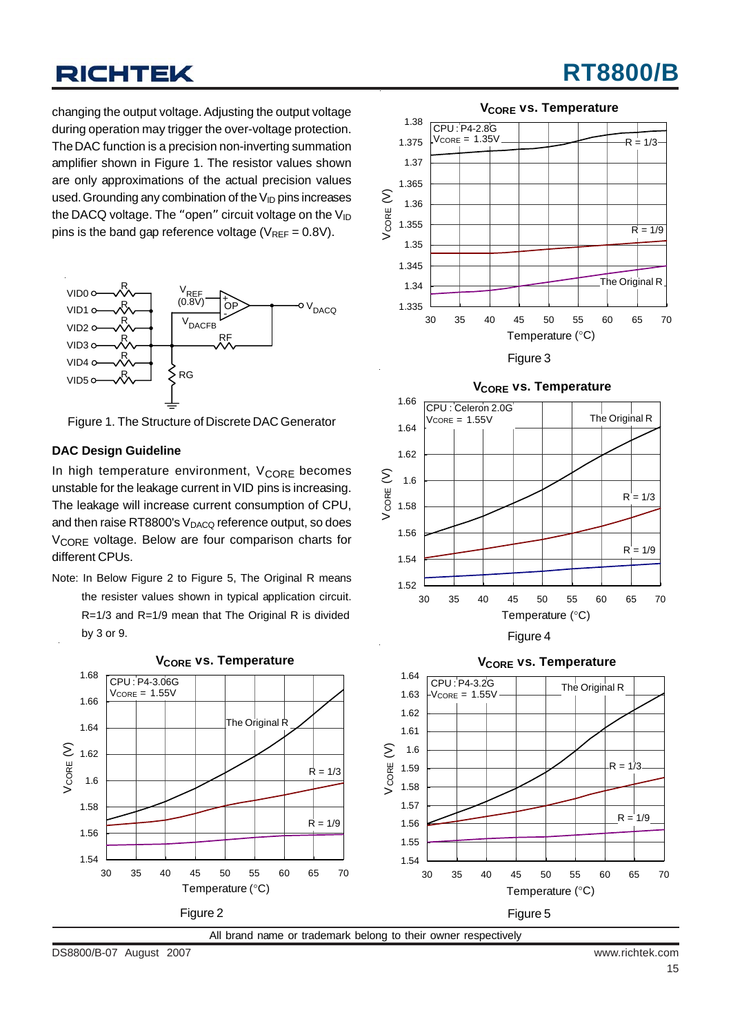changing the output voltage. Adjusting the output voltage during operation may trigger the over-voltage protection. The DAC function is a precision non-inverting summation amplifier shown in Figure 1. The resistor values shown are only approximations of the actual precision values used. Grounding any combination of the $V_{ID}$ pins increases the DACQ voltage. The "open" circuit voltage on the $V_{ID}$ pins is the band gap reference voltage ($V_{REF}$ = 0.8V).

Figure 1. The Structure of Discrete DAC Generator

### DAC Design Guideline

In high temperature environment, $V_{CORE}$ becomes unstable for the leakage current in VID pins is increasing. The leakage will increase current consumption of CPU, and then raise RT8800's $V_{DACQ}$ reference output, so does $V_{CORE}$ voltage. Below are four comparison charts for different CPUs.

Note: In Below Figure 2 to Figure 5, The Original R means the resister values shown in typical application circuit. R=1/3 and R=1/9 mean that The Original R is divided by 3 or 9.

Figure 2

Figure 3

Figure 4

Figure 5

All brand name or trademark belong to their owner respectively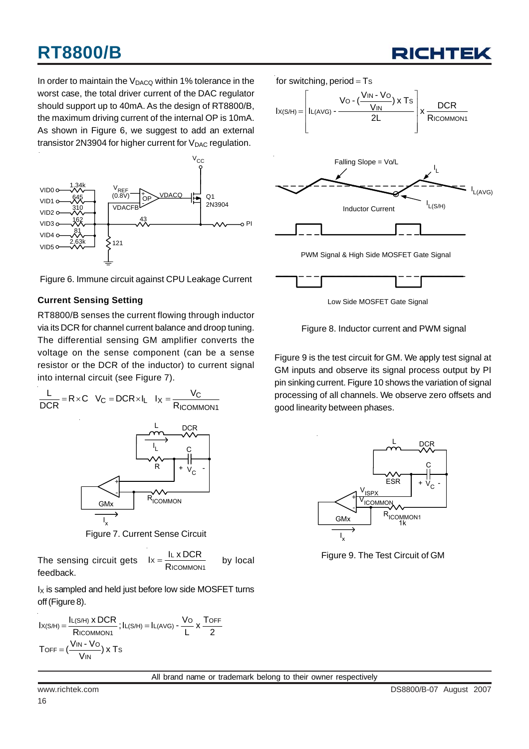In order to maintain the $V_{DACQ}$ within 1% tolerance in the worst case, the total driver current of the DAC regulator should support up to 40mA. As the design of RT8800/B, the maximum driving current of the internal OP is 10mA. As shown in Figure 6, we suggest to add an external transistor 2N3904 for higher current for $V_{DAC}$ regulation.

Figure 6. Immune circuit against CPU Leakage Current

### Current Sensing Setting

RT8800/B senses the current flowing through inductor via its DCR for channel current balance and droop tuning. The differential sensing GM amplifier converts the voltage on the sense component (can be a sense resistor or the DCR of the inductor) to current signal into internal circuit (see Figure 7).

$$\frac{L}{DCR} = R \times C \quad V_C = DCR \times I_L \quad I_X = \frac{V_C}{R_{ICOMMON1}}$$

Figure 7. Current Sense Circuit

The sensing circuit gets $I_X = \frac{I_L \times DCR}{R_{ICOMMON1}}$ by local feedback.

$I_X$ is sampled and held just before low side MOSFET turns off (Figure 8).

$$I_{X(S/H)} = \frac{I_{L(S/H)} \times DCR}{R_{ICOMMON1}}; I_{L(S/H)} = I_{L(AVG)} - \frac{V_O}{L} \times \frac{T_{OFF}}{2}$$

$$T_{OFF} = \left(\frac{V_{IN} - V_O}{V_{IN}}\right) \times T_S$$

for switching, period = $T_S$

$$I_{X(S/H)} = \left[ I_{L(AVG)} - \frac{V_O - \left(\frac{V_{IN} - V_O}{V_{IN}}\right) \times T_S}{2L} \right] \times \frac{DCR}{R_{ICOMMON1}}$$

Figure 8. Inductor current and PWM signal

Figure 9 is the test circuit for GM. We apply test signal at GM inputs and observe its signal process output by PI pin sinking current. Figure 10 shows the variation of signal processing of all channels. We observe zero offsets and good linearity between phases.

Figure 9. The Test Circuit of GM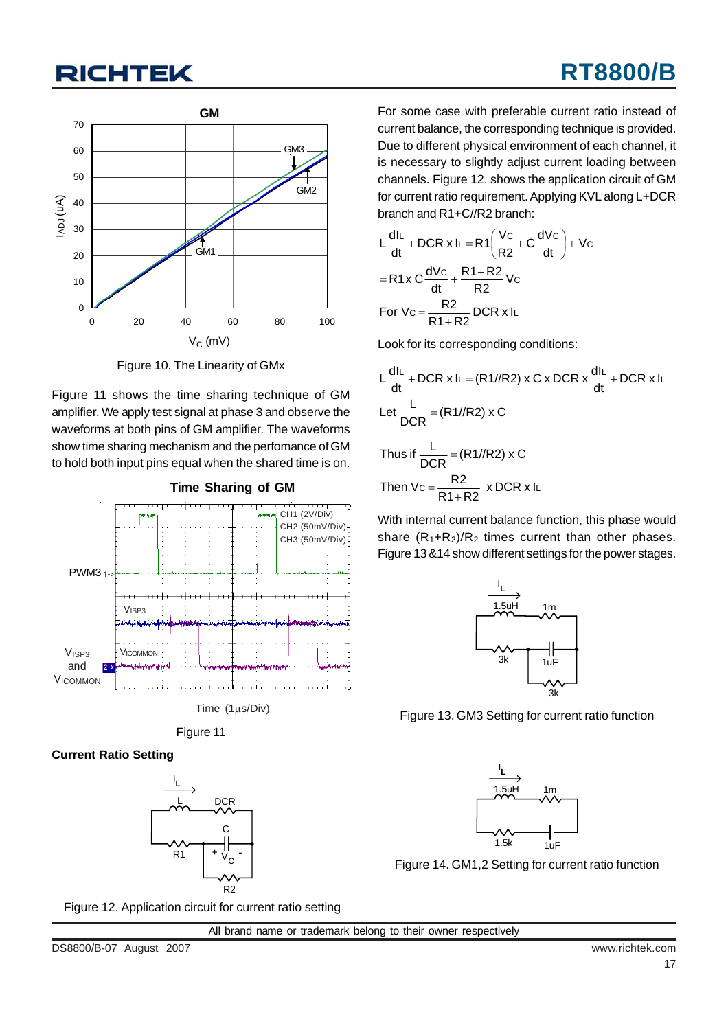Figure 10. The Linearity of GMx

Figure 11 shows the time sharing technique of GM amplifier. We apply test signal at phase 3 and observe the waveforms at both pins of GM amplifier. The waveforms show time sharing mechanism and the perfomance of GM to hold both input pins equal when the shared time is on.

Figure 11

### Current Ratio Setting

Figure 12. Application circuit for current ratio setting

For some case with preferable current ratio instead of current balance, the corresponding technique is provided. Due to different physical environment of each channel, it is necessary to slightly adjust current loading between channels. Figure 12. shows the application circuit of GM for current ratio requirement. Applying KVL along L+DCR branch and R1+C//R2 branch:

$$L\frac{dI_L}{dt} + DCR \times I_L = R1\left(\frac{V_C}{R2} + C\frac{dV_C}{dt}\right) + V_C$$

$$= R1 \times C\frac{dV_C}{dt} + \frac{R1+R2}{R2}V_C$$

$$\text{For } V_C = \frac{R2}{R1+R2}DCR \times I_L$$

Look for its corresponding conditions:

$$L\frac{dI_L}{dt} + DCR \times I_L = (R1//R2) \times C \times DCR \times \frac{dI_L}{dt} + DCR \times I_L$$

$$\text{Let } \frac{L}{DCR} = (R1//R2) \times C$$

$$\text{Thus if } \frac{L}{DCR} = (R1//R2) \times C$$

$$\text{Then } V_C = \frac{R2}{R1+R2} \times DCR \times I_L$$

With internal current balance function, this phase would share $(R_1+R_2)/R_2$ times current than other phases. Figure 13 &14 show different settings for the power stages.

Figure 13. GM3 Setting for current ratio function

Figure 14. GM1,2 Setting for current ratio function

All brand name or trademark belong to their owner respectively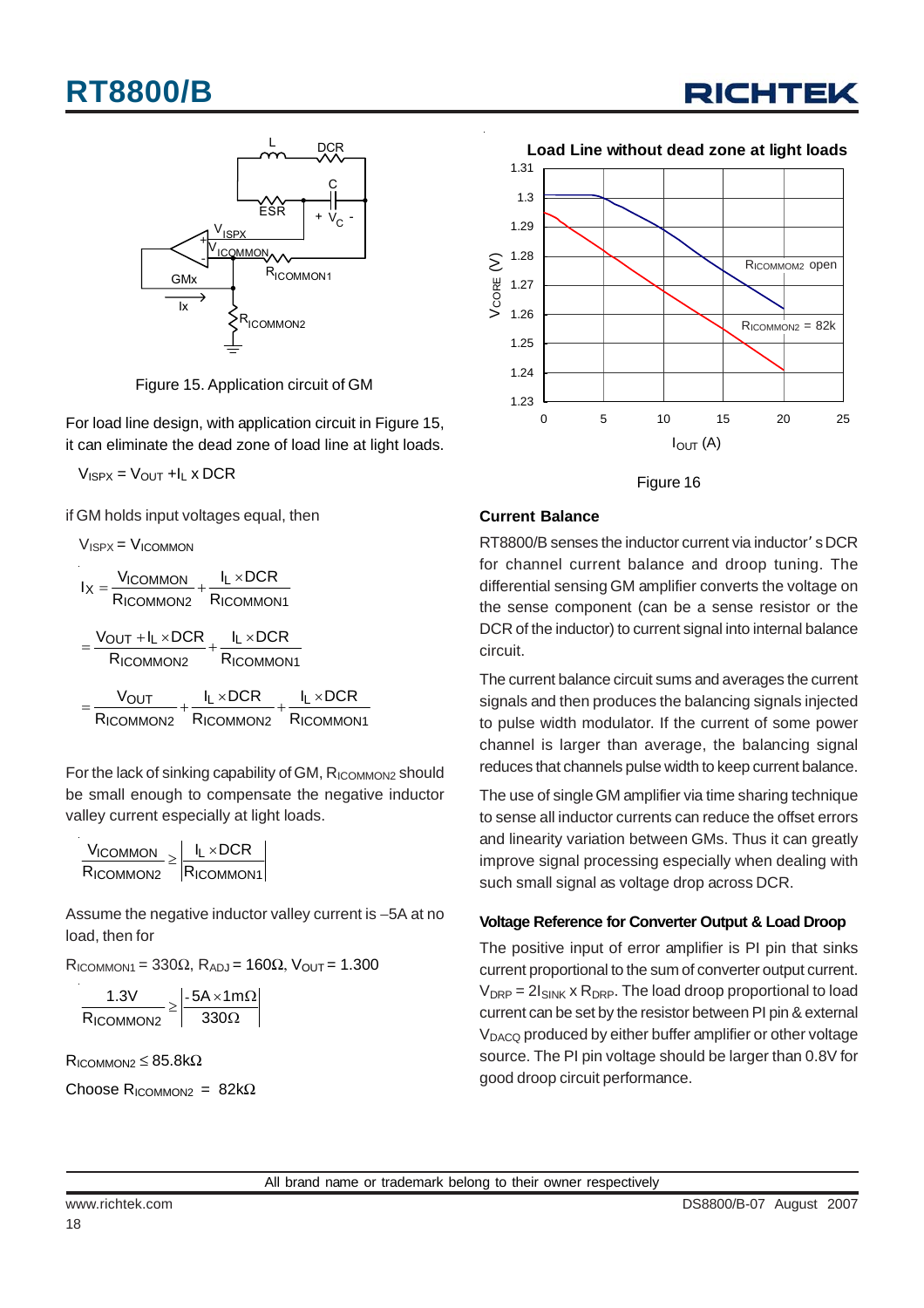Figure 15. Application circuit of GM

For load line design, with application circuit in Figure 15, it can eliminate the dead zone of load line at light loads.

$V_{ISPX} = V_{OUT} + I_L \times DCR$

if GM holds input voltages equal, then

$V_{ISPX} = V_{ICOMMON}$

$$I_X = \frac{V_{ICOMMON}}{R_{ICOMMON2}} + \frac{I_L \times DCR}{R_{ICOMMON1}}$$

$$= \frac{V_{OUT} + I_L \times DCR}{R_{ICOMMON2}} + \frac{I_L \times DCR}{R_{ICOMMON1}}$$

$$= \frac{V_{OUT}}{R_{ICOMMON2}} + \frac{I_L \times DCR}{R_{ICOMMON2}} + \frac{I_L \times DCR}{R_{ICOMMON1}}$$

For the lack of sinking capability of GM, $R_{ICOMMON2}$ should be small enough to compensate the negative inductor valley current especially at light loads.

$$\frac{V_{ICOMMON}}{R_{ICOMMON2}} \geq \left|\frac{I_L \times DCR}{R_{ICOMMON1}}\right|$$

Assume the negative inductor valley current is −5A at no load, then for

$R_{ICOMMON1} = 330\Omega$, $R_{ADJ} = 160\Omega$, $V_{OUT} = 1.300$

$$\frac{1.3V}{R_{ICOMMON2}} \geq \left|\frac{-5A \times 1m\Omega}{330\Omega}\right|$$

$R_{ICOMMON2} \leq 85.8k\Omega$

Choose $R_{ICOMMON2} = 82k\Omega$

Figure 16

## Current Balance

RT8800/B senses the inductor current via inductor's DCR for channel current balance and droop tuning. The differential sensing GM amplifier converts the voltage on the sense component (can be a sense resistor or the DCR of the inductor) to current signal into internal balance circuit.

The current balance circuit sums and averages the current signals and then produces the balancing signals injected to pulse width modulator. If the current of some power channel is larger than average, the balancing signal reduces that channels pulse width to keep current balance.

The use of single GM amplifier via time sharing technique to sense all inductor currents can reduce the offset errors and linearity variation between GMs. Thus it can greatly improve signal processing especially when dealing with such small signal as voltage drop across DCR.

### Voltage Reference for Converter Output & Load Droop

The positive input of error amplifier is PI pin that sinks current proportional to the sum of converter output current. $V_{DRP} = 2I_{SINK} \times R_{DRP}$. The load droop proportional to load current can be set by the resistor between PI pin & external $V_{DACQ}$ produced by either buffer amplifier or other voltage source. The PI pin voltage should be larger than 0.8V for good droop circuit performance.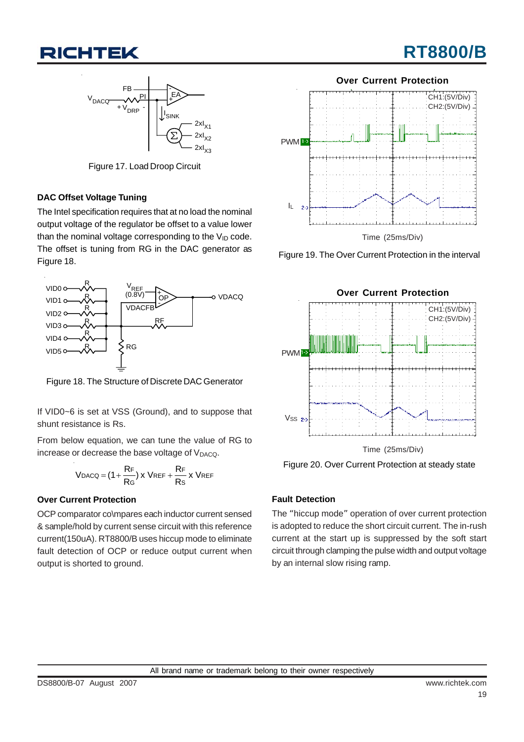Figure 17. Load Droop Circuit

### DAC Offset Voltage Tuning

The Intel specification requires that at no load the nominal output voltage of the regulator be offset to a value lower than the nominal voltage corresponding to the $V_{ID}$ code. The offset is tuning from RG in the DAC generator as Figure 18.

Figure 18. The Structure of Discrete DAC Generator

If VID0~6 is set at VSS (Ground), and to suppose that shunt resistance is Rs.

From below equation, we can tune the value of RG to increase or decrease the base voltage of $V_{DACQ}$.

$$V_{DACQ} = (1 + \frac{R_F}{R_G}) \times V_{REF} + \frac{R_F}{R_S} \times V_{REF}$$

### Over Current Protection

OCP comparator co\mpares each inductor current sensed & sample/hold by current sense circuit with this reference current(150uA). RT8800/B uses hiccup mode to eliminate fault detection of OCP or reduce output current when output is shorted to ground.

Figure 19. The Over Current Protection in the interval

Figure 20. Over Current Protection at steady state

### Fault Detection

The "hiccup mode" operation of over current protection is adopted to reduce the short circuit current. The in-rush current at the start up is suppressed by the soft start circuit through clamping the pulse width and output voltage by an internal slow rising ramp.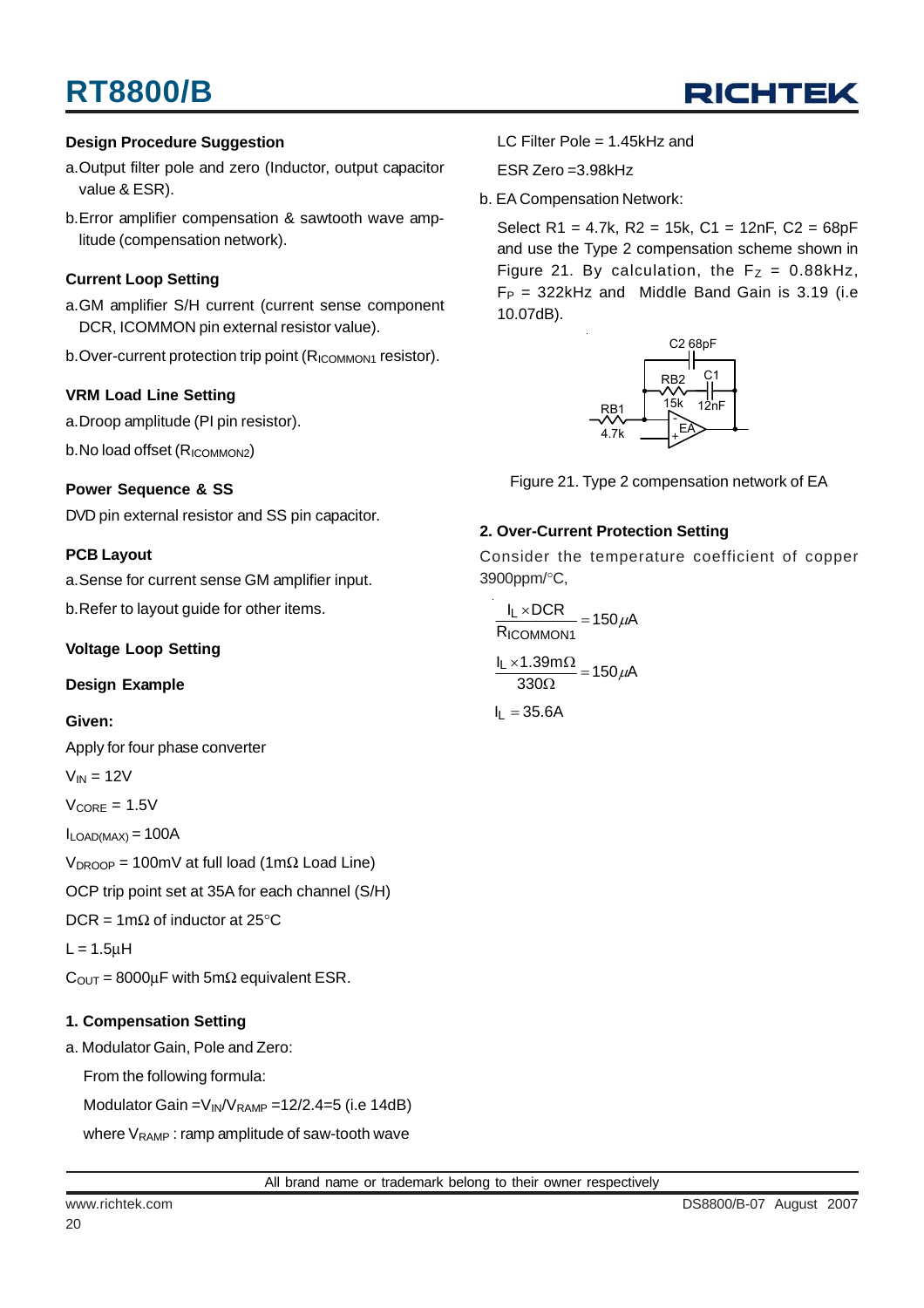### Design Procedure Suggestion

a. Output filter pole and zero (Inductor, output capacitor value & ESR).

b. Error amplifier compensation & sawtooth wave amplitude (compensation network).

### Current Loop Setting

a. GM amplifier S/H current (current sense component DCR, ICOMMON pin external resistor value).

b. Over-current protection trip point ($R_{ICOMMON1}$ resistor).

### VRM Load Line Setting

a. Droop amplitude (PI pin resistor).

b. No load offset ($R_{ICOMMON2}$)

### Power Sequence & SS

DVD pin external resistor and SS pin capacitor.

### PCB Layout

a. Sense for current sense GM amplifier input.

b. Refer to layout guide for other items.

### Voltage Loop Setting

### Design Example

**Given:**

Apply for four phase converter

$V_{IN}$ = 12V

$V_{CORE}$ = 1.5V

$I_{LOAD(MAX)}$ = 100A

$V_{DROOP}$ = 100mV at full load (1mΩ Load Line)

OCP trip point set at 35A for each channel (S/H)

DCR = 1mΩ of inductor at 25°C

L = 1.5μH

$C_{OUT}$ = 8000μF with 5mΩ equivalent ESR.

### 1. Compensation Setting

a. Modulator Gain, Pole and Zero:

From the following formula:

Modulator Gain = $V_{IN}/V_{RAMP}$ = 12/2.4 = 5 (i.e 14dB)

where $V_{RAMP}$ : ramp amplitude of saw-tooth wave

LC Filter Pole = 1.45kHz and

ESR Zero = 3.98kHz

b. EA Compensation Network:

Select R1 = 4.7k, R2 = 15k, C1 = 12nF, C2 = 68pF and use the Type 2 compensation scheme shown in Figure 21. By calculation, the $F_Z$ = 0.88kHz, $F_P$ = 322kHz and Middle Band Gain is 3.19 (i.e 10.07dB).

Figure 21. Type 2 compensation network of EA

### 2. Over-Current Protection Setting

Consider the temperature coefficient of copper 3900ppm/°C,

$$\frac{I_L \times DCR}{R_{ICOMMON1}} = 150\mu A$$

$$\frac{I_L \times 1.39m\Omega}{330\Omega} = 150\mu A$$

$$I_L = 35.6A$$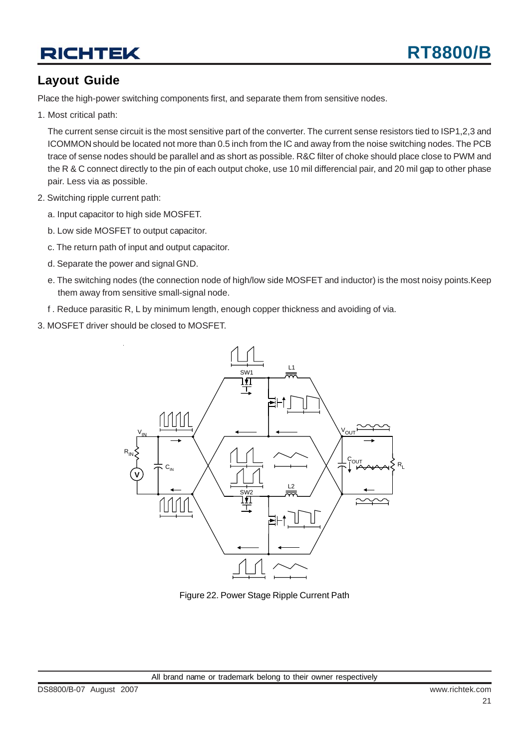## Layout Guide

Place the high-power switching components first, and separate them from sensitive nodes.

1. Most critical path:

   The current sense circuit is the most sensitive part of the converter. The current sense resistors tied to ISP1,2,3 and ICOMMON should be located not more than 0.5 inch from the IC and away from the noise switching nodes. The PCB trace of sense nodes should be parallel and as short as possible. R&C filter of choke should place close to PWM and the R & C connect directly to the pin of each output choke, use 10 mil differencial pair, and 20 mil gap to other phase pair. Less via as possible.

2. Switching ripple current path:

   a. Input capacitor to high side MOSFET.

   b. Low side MOSFET to output capacitor.

   c. The return path of input and output capacitor.

   d. Separate the power and signal GND.

   e. The switching nodes (the connection node of high/low side MOSFET and inductor) is the most noisy points.Keep them away from sensitive small-signal node.

   f . Reduce parasitic R, L by minimum length, enough copper thickness and avoiding of via.

3. MOSFET driver should be closed to MOSFET.

Figure 22. Power Stage Ripple Current Path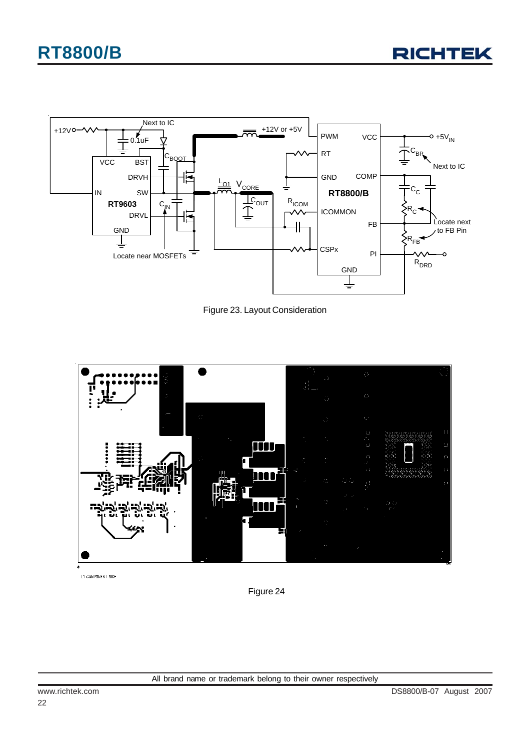Figure 23. Layout Consideration

Figure 24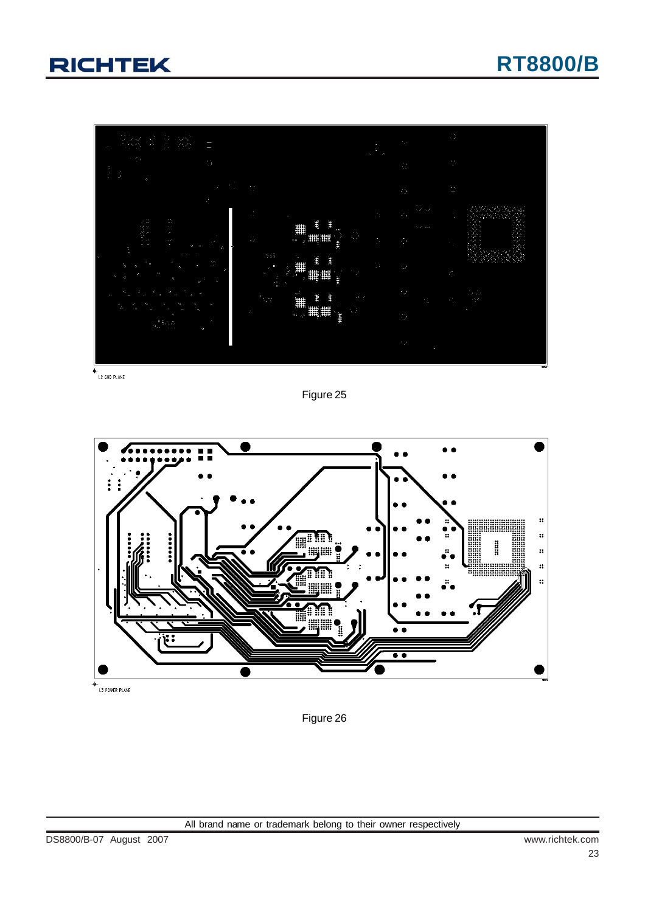L2 GND PLANE

Figure 25

L3 POWER PLANE

Figure 26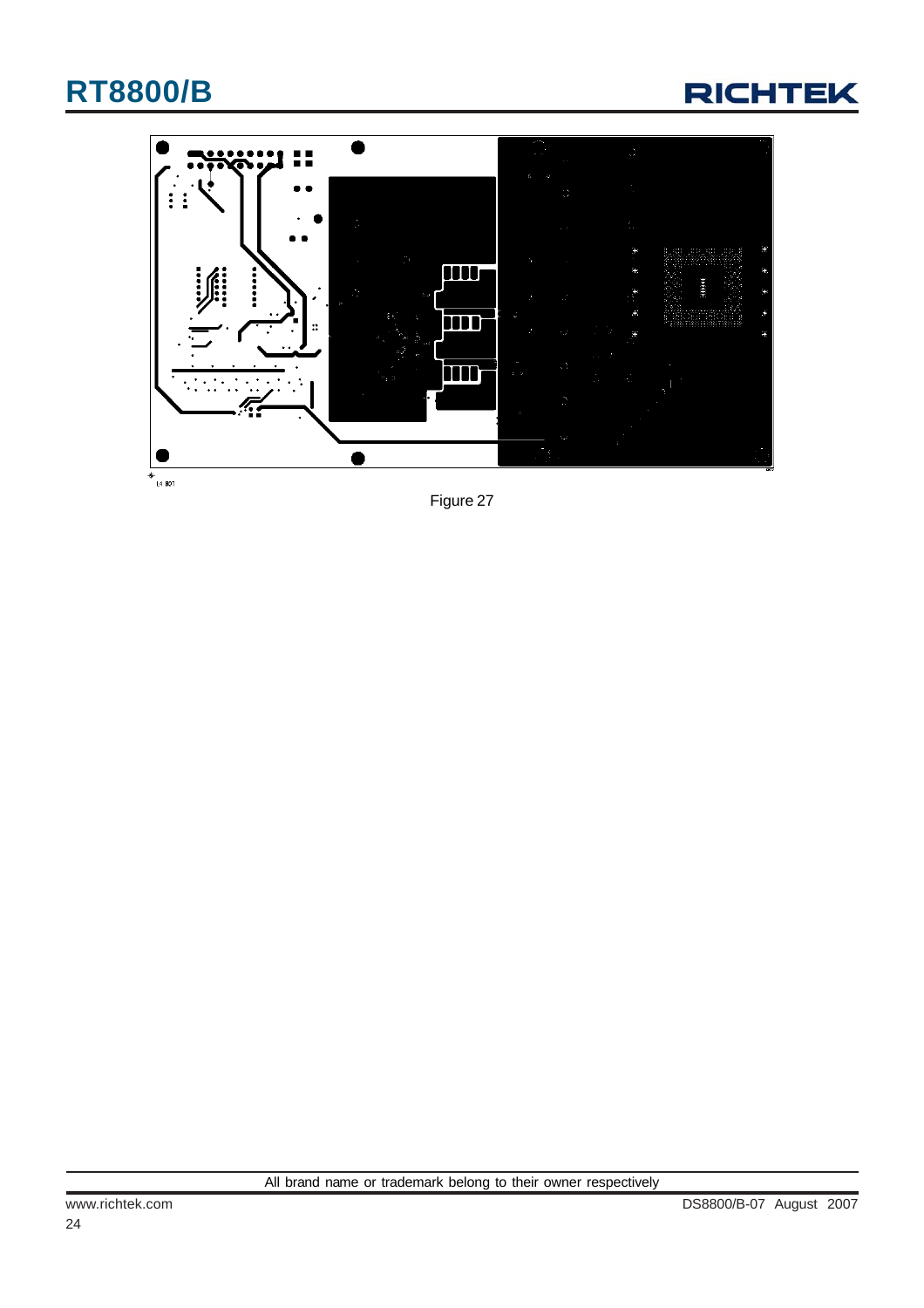Figure 27

All brand name or trademark belong to their owner respectively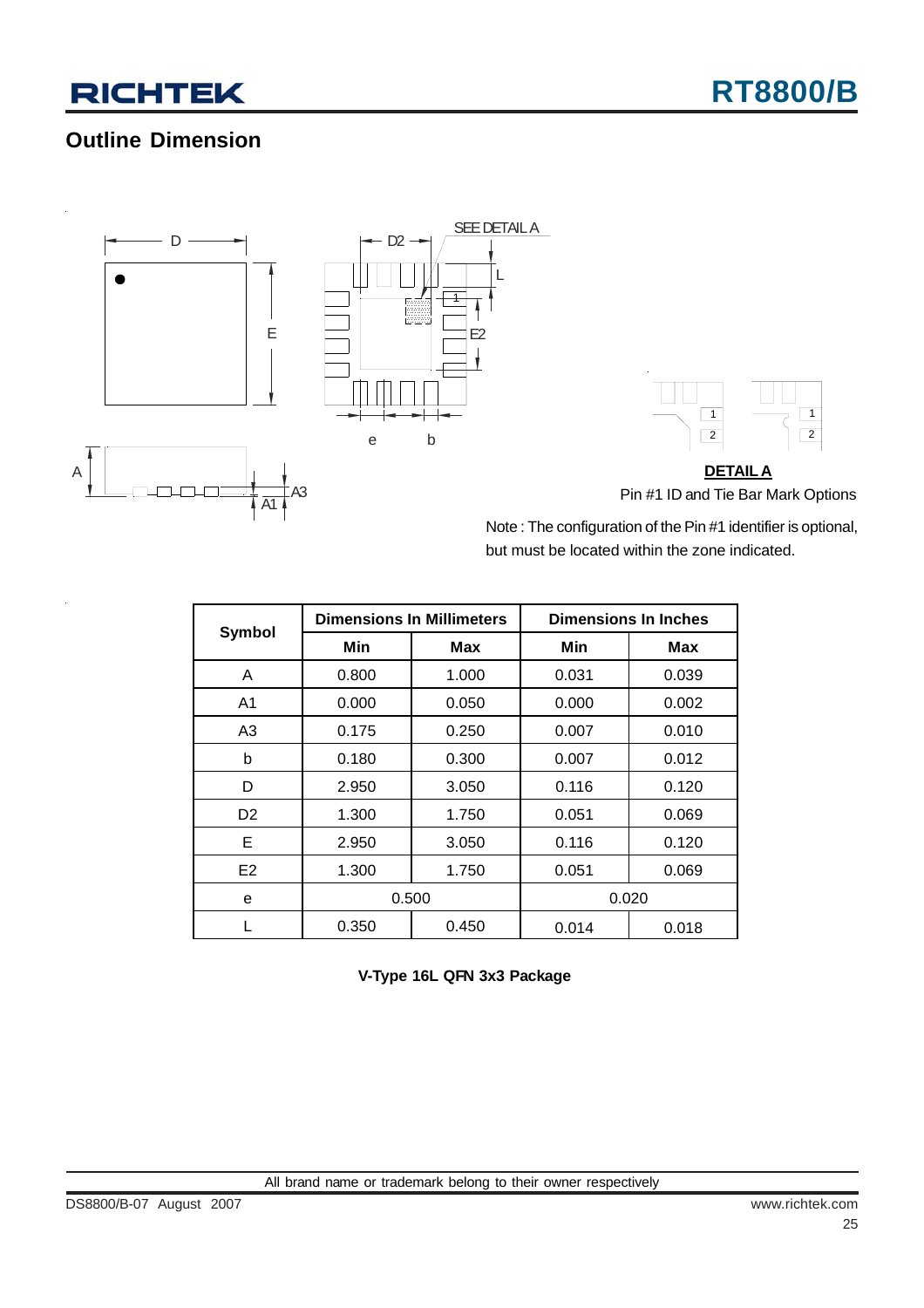## Outline Dimension

**DETAIL A**

Pin #1 ID and Tie Bar Mark Options

Note : The configuration of the Pin #1 identifier is optional, but must be located within the zone indicated.

| Symbol | Dimensions In Millimeters | | Dimensions In Inches | |
|---|---|---|---|---|
| | Min | Max | Min | Max |
| A | 0.800 | 1.000 | 0.031 | 0.039 |
| A1 | 0.000 | 0.050 | 0.000 | 0.002 |
| A3 | 0.175 | 0.250 | 0.007 | 0.010 |
| b | 0.180 | 0.300 | 0.007 | 0.012 |
| D | 2.950 | 3.050 | 0.116 | 0.120 |
| D2 | 1.300 | 1.750 | 0.051 | 0.069 |
| E | 2.950 | 3.050 | 0.116 | 0.120 |
| E2 | 1.300 | 1.750 | 0.051 | 0.069 |
| e | 0.500 | | 0.020 | |
| L | 0.350 | 0.450 | 0.014 | 0.018 |

**V-Type 16L QFN 3x3 Package**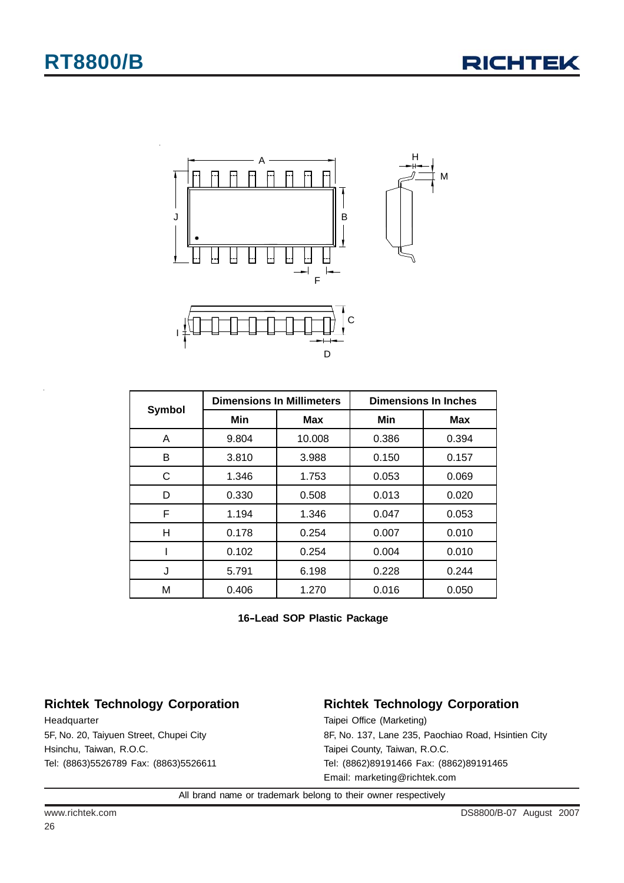A

J

B

F

H

M

C

I

D

| Symbol | Dimensions In Millimeters | | Dimensions In Inches | |
|---|---|---|---|---|
| | Min | Max | Min | Max |
| A | 9.804 | 10.008 | 0.386 | 0.394 |
| B | 3.810 | 3.988 | 0.150 | 0.157 |
| C | 1.346 | 1.753 | 0.053 | 0.069 |
| D | 0.330 | 0.508 | 0.013 | 0.020 |
| F | 1.194 | 1.346 | 0.047 | 0.053 |
| H | 0.178 | 0.254 | 0.007 | 0.010 |
| I | 0.102 | 0.254 | 0.004 | 0.010 |
| J | 5.791 | 6.198 | 0.228 | 0.244 |
| M | 0.406 | 1.270 | 0.016 | 0.050 |

**16-Lead SOP Plastic Package**

**Richtek Technology Corporation**

Headquarter
5F, No. 20, Taiyuen Street, Chupei City
Hsinchu, Taiwan, R.O.C.
Tel: (8863)5526789 Fax: (8863)5526611

**Richtek Technology Corporation**

Taipei Office (Marketing)
8F, No. 137, Lane 235, Paochiao Road, Hsintien City
Taipei County, Taiwan, R.O.C.
Tel: (8862)89191466 Fax: (8862)89191465
Email: marketing@richtek.com

All brand name or trademark belong to their owner respectively